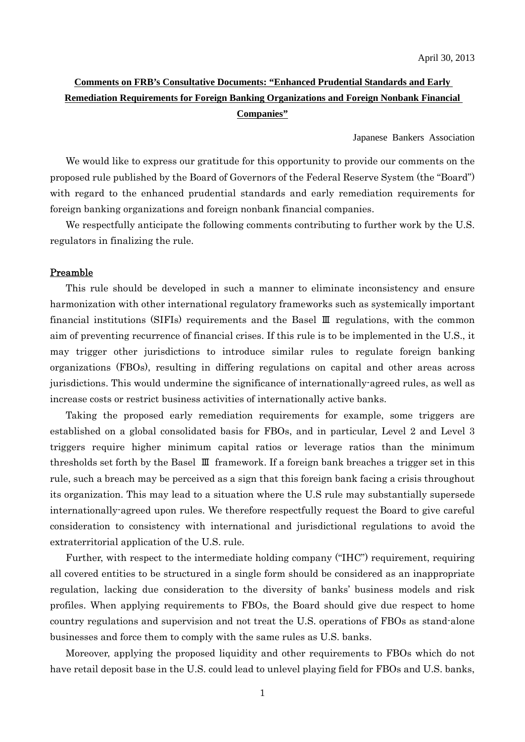April 30, 2013

# Comments on FRB's Consultative Documents: "Enhanced Prudential Standards and Early Remediation Requirements for Foreign Banking Organizations and Foreign Nonbank Financial Companies"

Japanese Bankers Association

We would like to express our gratitude for this opportunity to provide our comments on the proposed rule published by the Board of Governors of the Federal Reserve System (the "Board") with regard to the enhanced prudential standards and early remediation requirements for foreign banking organizations and foreign nonbank financial companies.

We respectfully anticipate the following comments contributing to further work by the U.S. regulators in finalizing the rule.

## Preamble

This rule should be developed in such a manner to eliminate inconsistency and ensure harmonization with other international regulatory frameworks such as systemically important financial institutions (SIFIs) requirements and the Basel Ⅲ regulations, with the common aim of preventing recurrence of financial crises. If this rule is to be implemented in the U.S., it may trigger other jurisdictions to introduce similar rules to regulate foreign banking organizations (FBOs), resulting in differing regulations on capital and other areas across jurisdictions. This would undermine the significance of internationally-agreed rules, as well as increase costs or restrict business activities of internationally active banks.

Taking the proposed early remediation requirements for example, some triggers are established on a global consolidated basis for FBOs, and in particular, Level 2 and Level 3 triggers require higher minimum capital ratios or leverage ratios than the minimum thresholds set forth by the Basel Ⅲ framework. If a foreign bank breaches a trigger set in this rule, such a breach may be perceived as a sign that this foreign bank facing a crisis throughout its organization. This may lead to a situation where the U.S rule may substantially supersede internationally-agreed upon rules. We therefore respectfully request the Board to give careful consideration to consistency with international and jurisdictional regulations to avoid the extraterritorial application of the U.S. rule.

Further, with respect to the intermediate holding company ("IHC") requirement, requiring all covered entities to be structured in a single form should be considered as an inappropriate regulation, lacking due consideration to the diversity of banks' business models and risk profiles. When applying requirements to FBOs, the Board should give due respect to home country regulations and supervision and not treat the U.S. operations of FBOs as stand-alone businesses and force them to comply with the same rules as U.S. banks.

Moreover, applying the proposed liquidity and other requirements to FBOs which do not have retail deposit base in the U.S. could lead to unlevel playing field for FBOs and U.S. banks,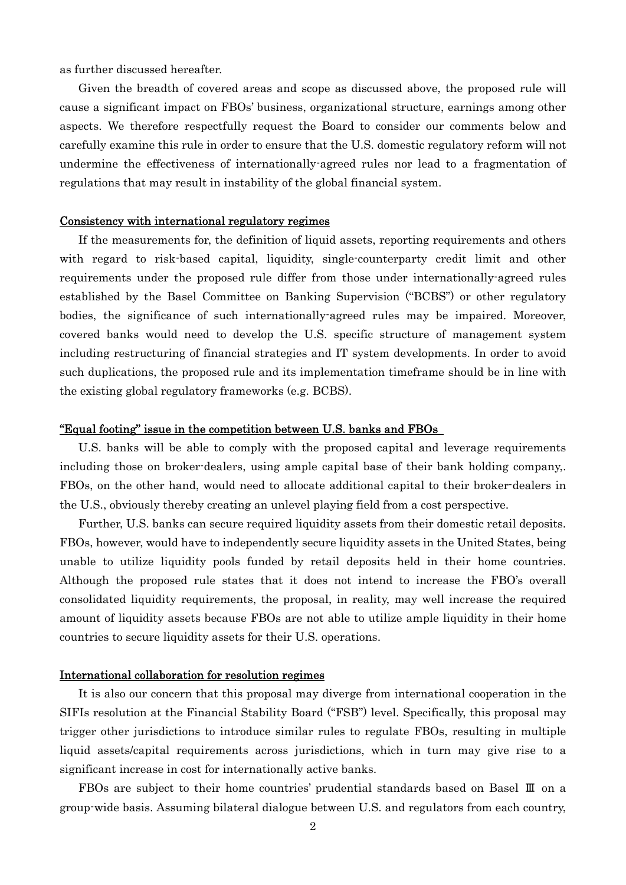as further discussed hereafter.

Given the breadth of covered areas and scope as discussed above, the proposed rule will cause a significant impact on FBOs' business, organizational structure, earnings among other aspects. We therefore respectfully request the Board to consider our comments below and carefully examine this rule in order to ensure that the U.S. domestic regulatory reform will not undermine the effectiveness of internationally-agreed rules nor lead to a fragmentation of regulations that may result in instability of the global financial system.

## Consistency with international regulatory regimes

If the measurements for, the definition of liquid assets, reporting requirements and others with regard to risk-based capital, liquidity, single-counterparty credit limit and other requirements under the proposed rule differ from those under internationally-agreed rules established by the Basel Committee on Banking Supervision ("BCBS") or other regulatory bodies, the significance of such internationally-agreed rules may be impaired. Moreover, covered banks would need to develop the U.S. specific structure of management system including restructuring of financial strategies and IT system developments. In order to avoid such duplications, the proposed rule and its implementation timeframe should be in line with the existing global regulatory frameworks (e.g. BCBS).

## "Equal footing" issue in the competition between U.S. banks and FBOs

U.S. banks will be able to comply with the proposed capital and leverage requirements including those on broker-dealers, using ample capital base of their bank holding company,. FBOs, on the other hand, would need to allocate additional capital to their broker-dealers in the U.S., obviously thereby creating an unlevel playing field from a cost perspective.

Further, U.S. banks can secure required liquidity assets from their domestic retail deposits. FBOs, however, would have to independently secure liquidity assets in the United States, being unable to utilize liquidity pools funded by retail deposits held in their home countries. Although the proposed rule states that it does not intend to increase the FBO's overall consolidated liquidity requirements, the proposal, in reality, may well increase the required amount of liquidity assets because FBOs are not able to utilize ample liquidity in their home countries to secure liquidity assets for their U.S. operations.

## International collaboration for resolution regimes

It is also our concern that this proposal may diverge from international cooperation in the SIFIs resolution at the Financial Stability Board ("FSB") level. Specifically, this proposal may trigger other jurisdictions to introduce similar rules to regulate FBOs, resulting in multiple liquid assets/capital requirements across jurisdictions, which in turn may give rise to a significant increase in cost for internationally active banks.

FBOs are subject to their home countries' prudential standards based on Basel Ⅲ on a group-wide basis. Assuming bilateral dialogue between U.S. and regulators from each country,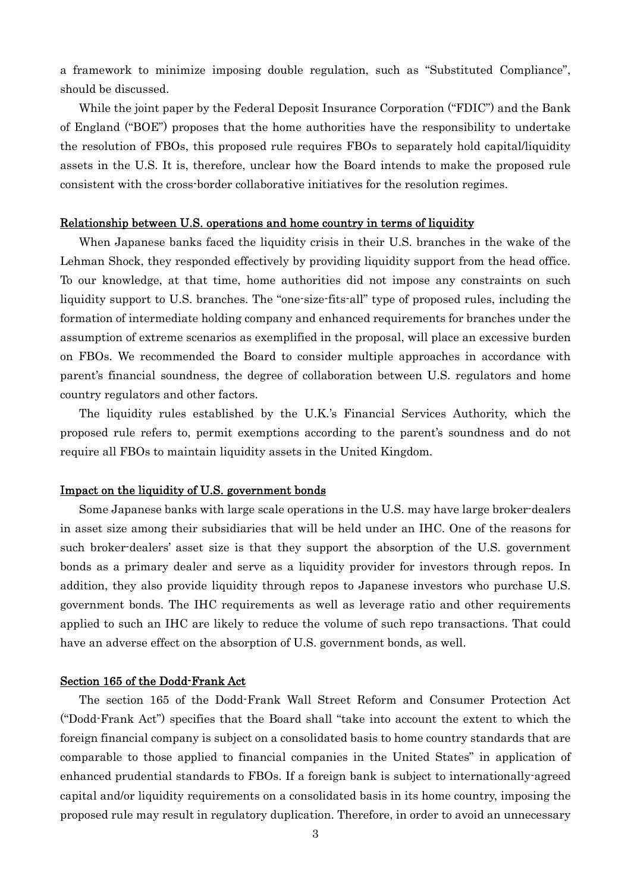a framework to minimize imposing double regulation, such as "Substituted Compliance", should be discussed.

While the joint paper by the Federal Deposit Insurance Corporation ("FDIC") and the Bank of England ("BOE") proposes that the home authorities have the responsibility to undertake the resolution of FBOs, this proposed rule requires FBOs to separately hold capital/liquidity assets in the U.S. It is, therefore, unclear how the Board intends to make the proposed rule consistent with the cross-border collaborative initiatives for the resolution regimes.

### Relationship between U.S. operations and home country in terms of liquidity

When Japanese banks faced the liquidity crisis in their U.S. branches in the wake of the Lehman Shock, they responded effectively by providing liquidity support from the head office. To our knowledge, at that time, home authorities did not impose any constraints on such liquidity support to U.S. branches. The "one-size-fits-all" type of proposed rules, including the formation of intermediate holding company and enhanced requirements for branches under the assumption of extreme scenarios as exemplified in the proposal, will place an excessive burden on FBOs. We recommended the Board to consider multiple approaches in accordance with parent's financial soundness, the degree of collaboration between U.S. regulators and home country regulators and other factors.

The liquidity rules established by the U.K.'s Financial Services Authority, which the proposed rule refers to, permit exemptions according to the parent's soundness and do not require all FBOs to maintain liquidity assets in the United Kingdom.

### Impact on the liquidity of U.S. government bonds

Some Japanese banks with large scale operations in the U.S. may have large broker-dealers in asset size among their subsidiaries that will be held under an IHC. One of the reasons for such broker-dealers' asset size is that they support the absorption of the U.S. government bonds as a primary dealer and serve as a liquidity provider for investors through repos. In addition, they also provide liquidity through repos to Japanese investors who purchase U.S. government bonds. The IHC requirements as well as leverage ratio and other requirements applied to such an IHC are likely to reduce the volume of such repo transactions. That could have an adverse effect on the absorption of U.S. government bonds, as well.

### Section 165 of the Dodd-Frank Act

The section 165 of the Dodd-Frank Wall Street Reform and Consumer Protection Act ("Dodd-Frank Act") specifies that the Board shall "take into account the extent to which the foreign financial company is subject on a consolidated basis to home country standards that are comparable to those applied to financial companies in the United States" in application of enhanced prudential standards to FBOs. If a foreign bank is subject to internationally-agreed capital and/or liquidity requirements on a consolidated basis in its home country, imposing the proposed rule may result in regulatory duplication. Therefore, in order to avoid an unnecessary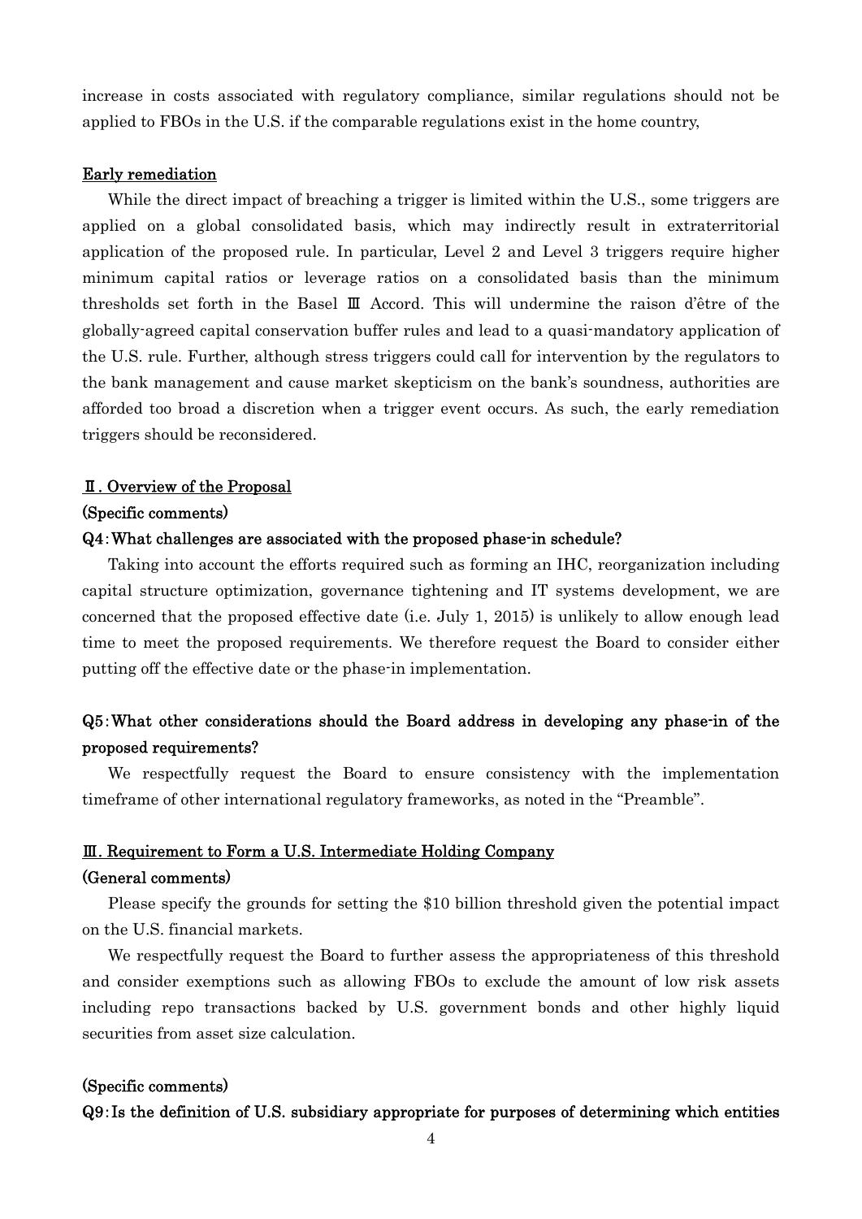increase in costs associated with regulatory compliance, similar regulations should not be applied to FBOs in the U.S. if the comparable regulations exist in the home country,

Early remediation

While the direct impact of breaching a trigger is limited within the U.S., some triggers are applied on a global consolidated basis, which may indirectly result in extraterritorial application of the proposed rule. In particular, Level 2 and Level 3 triggers require higher minimum capital ratios or leverage ratios on a consolidated basis than the minimum thresholds set forth in the Basel Ⅲ Accord. This will undermine the raison d'être of the globally-agreed capital conservation buffer rules and lead to a quasi-mandatory application of the U.S. rule. Further, although stress triggers could call for intervention by the regulators to the bank management and cause market skepticism on the bank's soundness, authorities are afforded too broad a discretion when a trigger event occurs. As such, the early remediation triggers should be reconsidered.

## Ⅱ. Overview of the Proposal

### (Specific comments)

**Q4: What challenges are associated with the proposed phase-in schedule?**

Taking into account the efforts required such as forming an IHC, reorganization including capital structure optimization, governance tightening and IT systems development, we are concerned that the proposed effective date (i.e. July 1, 2015) is unlikely to allow enough lead time to meet the proposed requirements. We therefore request the Board to consider either putting off the effective date or the phase-in implementation.

**Q5: What other considerations should the Board address in developing any phase-in of the proposed requirements?**

We respectfully request the Board to ensure consistency with the implementation timeframe of other international regulatory frameworks, as noted in the "Preamble".

## Ⅲ. Requirement to Form a U.S. Intermediate Holding Company

### (General comments)

Please specify the grounds for setting the $10 billion threshold given the potential impact on the U.S. financial markets.

We respectfully request the Board to further assess the appropriateness of this threshold and consider exemptions such as allowing FBOs to exclude the amount of low risk assets including repo transactions backed by U.S. government bonds and other highly liquid securities from asset size calculation.

### (Specific comments)

**Q9: Is the definition of U.S. subsidiary appropriate for purposes of determining which entities**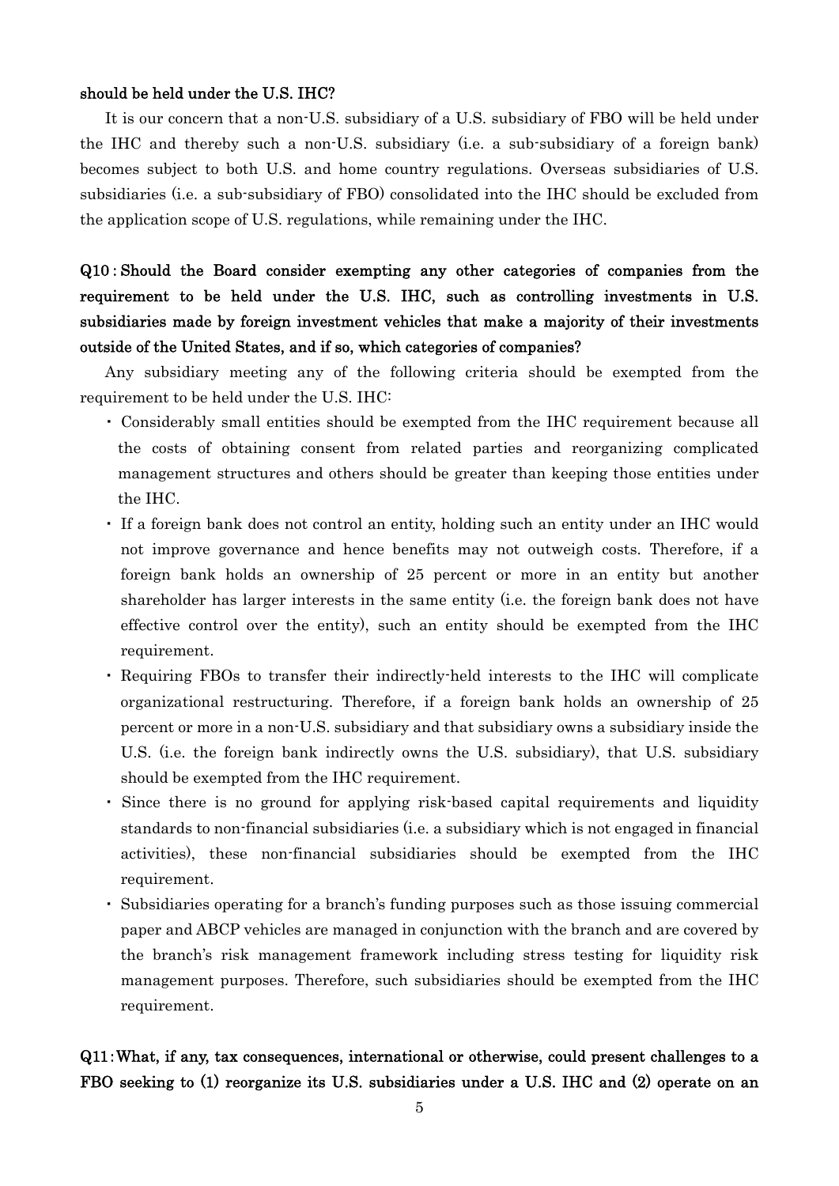**should be held under the U.S. IHC?**

It is our concern that a non-U.S. subsidiary of a U.S. subsidiary of FBO will be held under the IHC and thereby such a non-U.S. subsidiary (i.e. a sub-subsidiary of a foreign bank) becomes subject to both U.S. and home country regulations. Overseas subsidiaries of U.S. subsidiaries (i.e. a sub-subsidiary of FBO) consolidated into the IHC should be excluded from the application scope of U.S. regulations, while remaining under the IHC.

**Q10 : Should the Board consider exempting any other categories of companies from the requirement to be held under the U.S. IHC, such as controlling investments in U.S. subsidiaries made by foreign investment vehicles that make a majority of their investments outside of the United States, and if so, which categories of companies?**

Any subsidiary meeting any of the following criteria should be exempted from the requirement to be held under the U.S. IHC:

- Considerably small entities should be exempted from the IHC requirement because all the costs of obtaining consent from related parties and reorganizing complicated management structures and others should be greater than keeping those entities under the IHC.
- If a foreign bank does not control an entity, holding such an entity under an IHC would not improve governance and hence benefits may not outweigh costs. Therefore, if a foreign bank holds an ownership of 25 percent or more in an entity but another shareholder has larger interests in the same entity (i.e. the foreign bank does not have effective control over the entity), such an entity should be exempted from the IHC requirement.
- Requiring FBOs to transfer their indirectly-held interests to the IHC will complicate organizational restructuring. Therefore, if a foreign bank holds an ownership of 25 percent or more in a non-U.S. subsidiary and that subsidiary owns a subsidiary inside the U.S. (i.e. the foreign bank indirectly owns the U.S. subsidiary), that U.S. subsidiary should be exempted from the IHC requirement.
- Since there is no ground for applying risk-based capital requirements and liquidity standards to non-financial subsidiaries (i.e. a subsidiary which is not engaged in financial activities), these non-financial subsidiaries should be exempted from the IHC requirement.
- Subsidiaries operating for a branch's funding purposes such as those issuing commercial paper and ABCP vehicles are managed in conjunction with the branch and are covered by the branch's risk management framework including stress testing for liquidity risk management purposes. Therefore, such subsidiaries should be exempted from the IHC requirement.

**Q11 : What, if any, tax consequences, international or otherwise, could present challenges to a FBO seeking to (1) reorganize its U.S. subsidiaries under a U.S. IHC and (2) operate on an**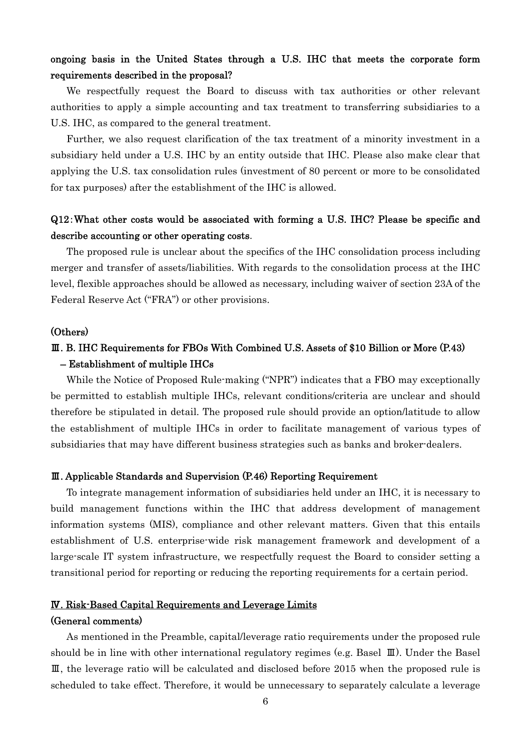**ongoing basis in the United States through a U.S. IHC that meets the corporate form requirements described in the proposal?**

We respectfully request the Board to discuss with tax authorities or other relevant authorities to apply a simple accounting and tax treatment to transferring subsidiaries to a U.S. IHC, as compared to the general treatment.

Further, we also request clarification of the tax treatment of a minority investment in a subsidiary held under a U.S. IHC by an entity outside that IHC. Please also make clear that applying the U.S. tax consolidation rules (investment of 80 percent or more to be consolidated for tax purposes) after the establishment of the IHC is allowed.

**Q12：What other costs would be associated with forming a U.S. IHC? Please be specific and describe accounting or other operating costs.**

The proposed rule is unclear about the specifics of the IHC consolidation process including merger and transfer of assets/liabilities. With regards to the consolidation process at the IHC level, flexible approaches should be allowed as necessary, including waiver of section 23A of the Federal Reserve Act ("FRA") or other provisions.

**(Others)**

**Ⅲ. B. IHC Requirements for FBOs With Combined U.S. Assets of $10 Billion or More (P.43) – Establishment of multiple IHCs**

While the Notice of Proposed Rule-making ("NPR") indicates that a FBO may exceptionally be permitted to establish multiple IHCs, relevant conditions/criteria are unclear and should therefore be stipulated in detail. The proposed rule should provide an option/latitude to allow the establishment of multiple IHCs in order to facilitate management of various types of subsidiaries that may have different business strategies such as banks and broker-dealers.

**Ⅲ. Applicable Standards and Supervision (P.46) Reporting Requirement**

To integrate management information of subsidiaries held under an IHC, it is necessary to build management functions within the IHC that address development of management information systems (MIS), compliance and other relevant matters. Given that this entails establishment of U.S. enterprise-wide risk management framework and development of a large-scale IT system infrastructure, we respectfully request the Board to consider setting a transitional period for reporting or reducing the reporting requirements for a certain period.

## Ⅳ. Risk-Based Capital Requirements and Leverage Limits

**(General comments)**

As mentioned in the Preamble, capital/leverage ratio requirements under the proposed rule should be in line with other international regulatory regimes (e.g. Basel Ⅲ). Under the Basel Ⅲ, the leverage ratio will be calculated and disclosed before 2015 when the proposed rule is scheduled to take effect. Therefore, it would be unnecessary to separately calculate a leverage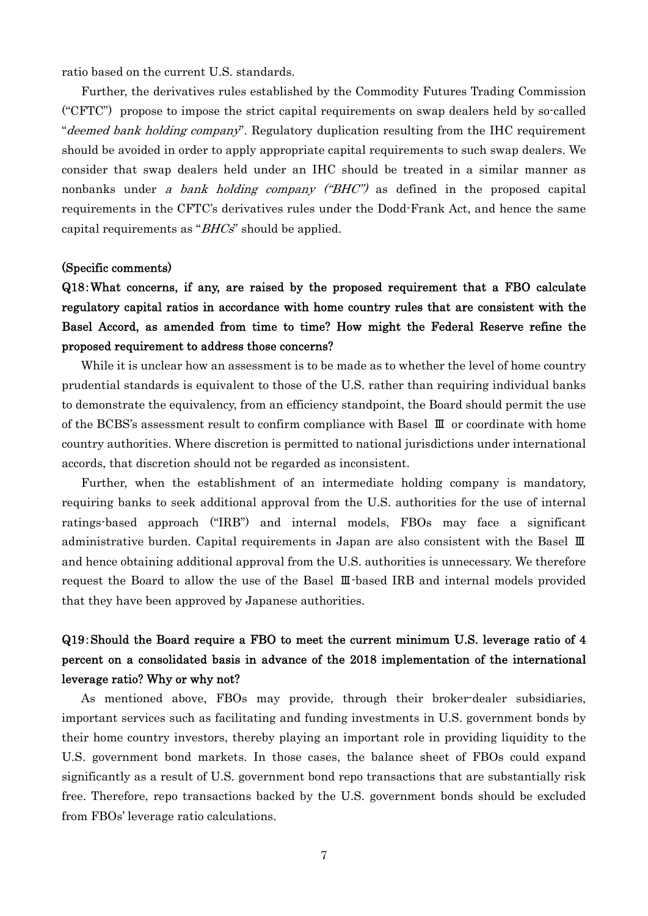ratio based on the current U.S. standards.

Further, the derivatives rules established by the Commodity Futures Trading Commission ("CFTC") propose to impose the strict capital requirements on swap dealers held by so-called "*deemed bank holding company*". Regulatory duplication resulting from the IHC requirement should be avoided in order to apply appropriate capital requirements to such swap dealers. We consider that swap dealers held under an IHC should be treated in a similar manner as nonbanks under *a bank holding company ("BHC")* as defined in the proposed capital requirements in the CFTC's derivatives rules under the Dodd-Frank Act, and hence the same capital requirements as "*BHCs*" should be applied.

**(Specific comments)**

**Q18: What concerns, if any, are raised by the proposed requirement that a FBO calculate regulatory capital ratios in accordance with home country rules that are consistent with the Basel Accord, as amended from time to time? How might the Federal Reserve refine the proposed requirement to address those concerns?**

While it is unclear how an assessment is to be made as to whether the level of home country prudential standards is equivalent to those of the U.S. rather than requiring individual banks to demonstrate the equivalency, from an efficiency standpoint, the Board should permit the use of the BCBS's assessment result to confirm compliance with Basel Ⅲ or coordinate with home country authorities. Where discretion is permitted to national jurisdictions under international accords, that discretion should not be regarded as inconsistent.

Further, when the establishment of an intermediate holding company is mandatory, requiring banks to seek additional approval from the U.S. authorities for the use of internal ratings-based approach ("IRB") and internal models, FBOs may face a significant administrative burden. Capital requirements in Japan are also consistent with the Basel Ⅲ and hence obtaining additional approval from the U.S. authorities is unnecessary. We therefore request the Board to allow the use of the Basel Ⅲ-based IRB and internal models provided that they have been approved by Japanese authorities.

**Q19: Should the Board require a FBO to meet the current minimum U.S. leverage ratio of 4 percent on a consolidated basis in advance of the 2018 implementation of the international leverage ratio? Why or why not?**

As mentioned above, FBOs may provide, through their broker-dealer subsidiaries, important services such as facilitating and funding investments in U.S. government bonds by their home country investors, thereby playing an important role in providing liquidity to the U.S. government bond markets. In those cases, the balance sheet of FBOs could expand significantly as a result of U.S. government bond repo transactions that are substantially risk free. Therefore, repo transactions backed by the U.S. government bonds should be excluded from FBOs' leverage ratio calculations.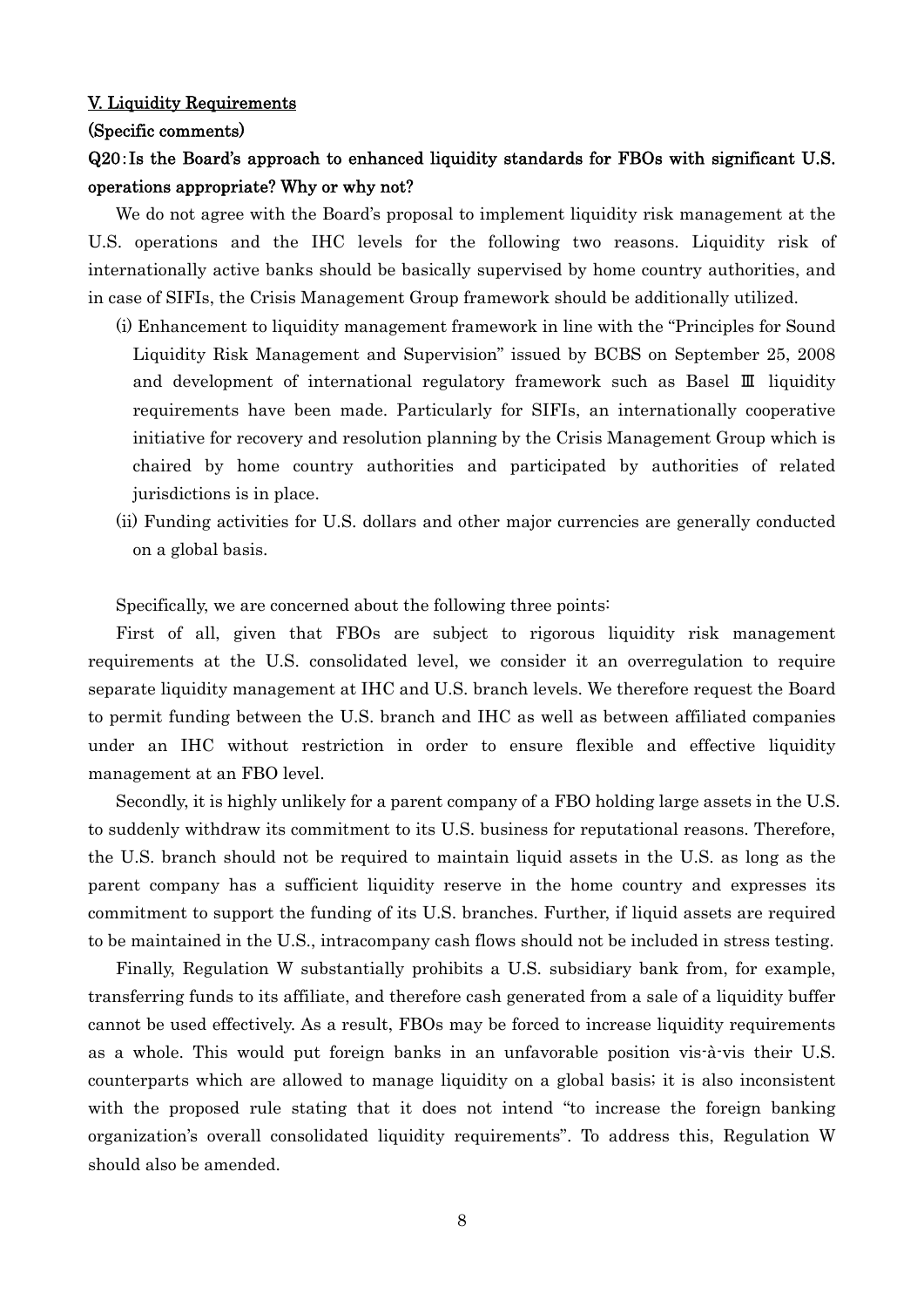## V. Liquidity Requirements

### (Specific comments)

### Q20：Is the Board's approach to enhanced liquidity standards for FBOs with significant U.S. operations appropriate? Why or why not?

We do not agree with the Board's proposal to implement liquidity risk management at the U.S. operations and the IHC levels for the following two reasons. Liquidity risk of internationally active banks should be basically supervised by home country authorities, and in case of SIFIs, the Crisis Management Group framework should be additionally utilized.

(i) Enhancement to liquidity management framework in line with the "Principles for Sound Liquidity Risk Management and Supervision" issued by BCBS on September 25, 2008 and development of international regulatory framework such as Basel Ⅲ liquidity requirements have been made. Particularly for SIFIs, an internationally cooperative initiative for recovery and resolution planning by the Crisis Management Group which is chaired by home country authorities and participated by authorities of related jurisdictions is in place.

(ii) Funding activities for U.S. dollars and other major currencies are generally conducted on a global basis.

Specifically, we are concerned about the following three points:

First of all, given that FBOs are subject to rigorous liquidity risk management requirements at the U.S. consolidated level, we consider it an overregulation to require separate liquidity management at IHC and U.S. branch levels. We therefore request the Board to permit funding between the U.S. branch and IHC as well as between affiliated companies under an IHC without restriction in order to ensure flexible and effective liquidity management at an FBO level.

Secondly, it is highly unlikely for a parent company of a FBO holding large assets in the U.S. to suddenly withdraw its commitment to its U.S. business for reputational reasons. Therefore, the U.S. branch should not be required to maintain liquid assets in the U.S. as long as the parent company has a sufficient liquidity reserve in the home country and expresses its commitment to support the funding of its U.S. branches. Further, if liquid assets are required to be maintained in the U.S., intracompany cash flows should not be included in stress testing.

Finally, Regulation W substantially prohibits a U.S. subsidiary bank from, for example, transferring funds to its affiliate, and therefore cash generated from a sale of a liquidity buffer cannot be used effectively. As a result, FBOs may be forced to increase liquidity requirements as a whole. This would put foreign banks in an unfavorable position vis-à-vis their U.S. counterparts which are allowed to manage liquidity on a global basis; it is also inconsistent with the proposed rule stating that it does not intend "to increase the foreign banking organization's overall consolidated liquidity requirements". To address this, Regulation W should also be amended.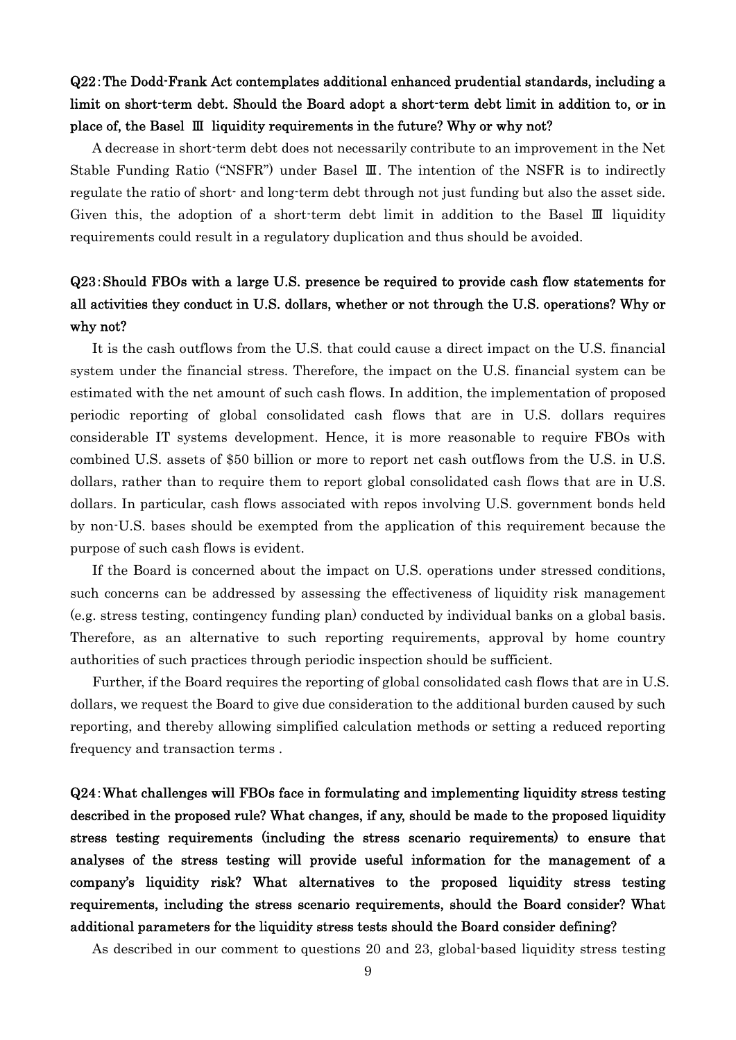**Q22: The Dodd-Frank Act contemplates additional enhanced prudential standards, including a limit on short-term debt. Should the Board adopt a short-term debt limit in addition to, or in place of, the Basel Ⅲ liquidity requirements in the future? Why or why not?**

A decrease in short-term debt does not necessarily contribute to an improvement in the Net Stable Funding Ratio ("NSFR") under Basel Ⅲ. The intention of the NSFR is to indirectly regulate the ratio of short- and long-term debt through not just funding but also the asset side. Given this, the adoption of a short-term debt limit in addition to the Basel Ⅲ liquidity requirements could result in a regulatory duplication and thus should be avoided.

**Q23: Should FBOs with a large U.S. presence be required to provide cash flow statements for all activities they conduct in U.S. dollars, whether or not through the U.S. operations? Why or why not?**

It is the cash outflows from the U.S. that could cause a direct impact on the U.S. financial system under the financial stress. Therefore, the impact on the U.S. financial system can be estimated with the net amount of such cash flows. In addition, the implementation of proposed periodic reporting of global consolidated cash flows that are in U.S. dollars requires considerable IT systems development. Hence, it is more reasonable to require FBOs with combined U.S. assets of $50 billion or more to report net cash outflows from the U.S. in U.S. dollars, rather than to require them to report global consolidated cash flows that are in U.S. dollars. In particular, cash flows associated with repos involving U.S. government bonds held by non-U.S. bases should be exempted from the application of this requirement because the purpose of such cash flows is evident.

If the Board is concerned about the impact on U.S. operations under stressed conditions, such concerns can be addressed by assessing the effectiveness of liquidity risk management (e.g. stress testing, contingency funding plan) conducted by individual banks on a global basis. Therefore, as an alternative to such reporting requirements, approval by home country authorities of such practices through periodic inspection should be sufficient.

Further, if the Board requires the reporting of global consolidated cash flows that are in U.S. dollars, we request the Board to give due consideration to the additional burden caused by such reporting, and thereby allowing simplified calculation methods or setting a reduced reporting frequency and transaction terms .

**Q24: What challenges will FBOs face in formulating and implementing liquidity stress testing described in the proposed rule? What changes, if any, should be made to the proposed liquidity stress testing requirements (including the stress scenario requirements) to ensure that analyses of the stress testing will provide useful information for the management of a company's liquidity risk? What alternatives to the proposed liquidity stress testing requirements, including the stress scenario requirements, should the Board consider? What additional parameters for the liquidity stress tests should the Board consider defining?**

As described in our comment to questions 20 and 23, global-based liquidity stress testing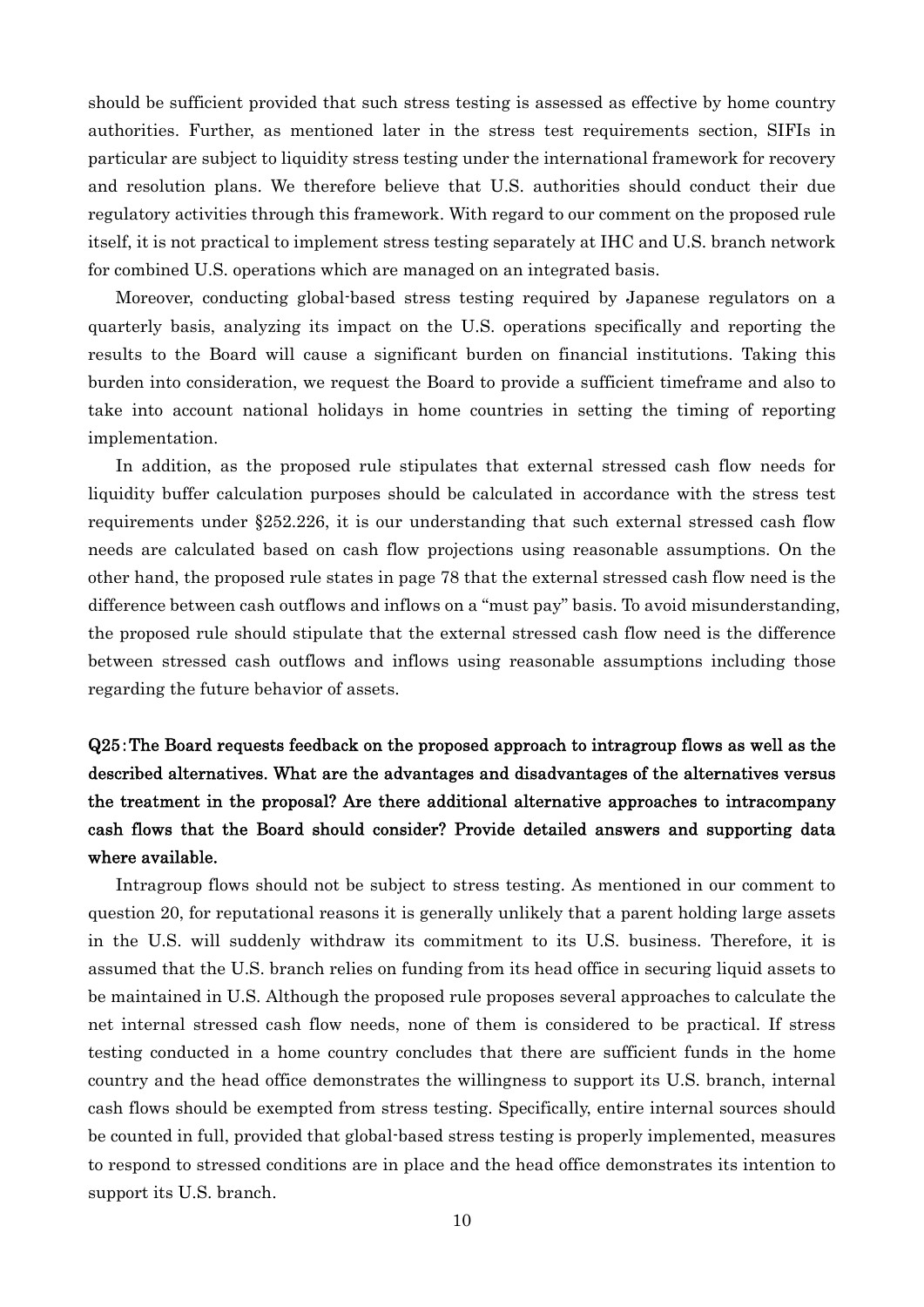should be sufficient provided that such stress testing is assessed as effective by home country authorities. Further, as mentioned later in the stress test requirements section, SIFIs in particular are subject to liquidity stress testing under the international framework for recovery and resolution plans. We therefore believe that U.S. authorities should conduct their due regulatory activities through this framework. With regard to our comment on the proposed rule itself, it is not practical to implement stress testing separately at IHC and U.S. branch network for combined U.S. operations which are managed on an integrated basis.

Moreover, conducting global-based stress testing required by Japanese regulators on a quarterly basis, analyzing its impact on the U.S. operations specifically and reporting the results to the Board will cause a significant burden on financial institutions. Taking this burden into consideration, we request the Board to provide a sufficient timeframe and also to take into account national holidays in home countries in setting the timing of reporting implementation.

In addition, as the proposed rule stipulates that external stressed cash flow needs for liquidity buffer calculation purposes should be calculated in accordance with the stress test requirements under §252.226, it is our understanding that such external stressed cash flow needs are calculated based on cash flow projections using reasonable assumptions. On the other hand, the proposed rule states in page 78 that the external stressed cash flow need is the difference between cash outflows and inflows on a "must pay" basis. To avoid misunderstanding, the proposed rule should stipulate that the external stressed cash flow need is the difference between stressed cash outflows and inflows using reasonable assumptions including those regarding the future behavior of assets.

**Q25:The Board requests feedback on the proposed approach to intragroup flows as well as the described alternatives. What are the advantages and disadvantages of the alternatives versus the treatment in the proposal? Are there additional alternative approaches to intracompany cash flows that the Board should consider? Provide detailed answers and supporting data where available.**

Intragroup flows should not be subject to stress testing. As mentioned in our comment to question 20, for reputational reasons it is generally unlikely that a parent holding large assets in the U.S. will suddenly withdraw its commitment to its U.S. business. Therefore, it is assumed that the U.S. branch relies on funding from its head office in securing liquid assets to be maintained in U.S. Although the proposed rule proposes several approaches to calculate the net internal stressed cash flow needs, none of them is considered to be practical. If stress testing conducted in a home country concludes that there are sufficient funds in the home country and the head office demonstrates the willingness to support its U.S. branch, internal cash flows should be exempted from stress testing. Specifically, entire internal sources should be counted in full, provided that global-based stress testing is properly implemented, measures to respond to stressed conditions are in place and the head office demonstrates its intention to support its U.S. branch.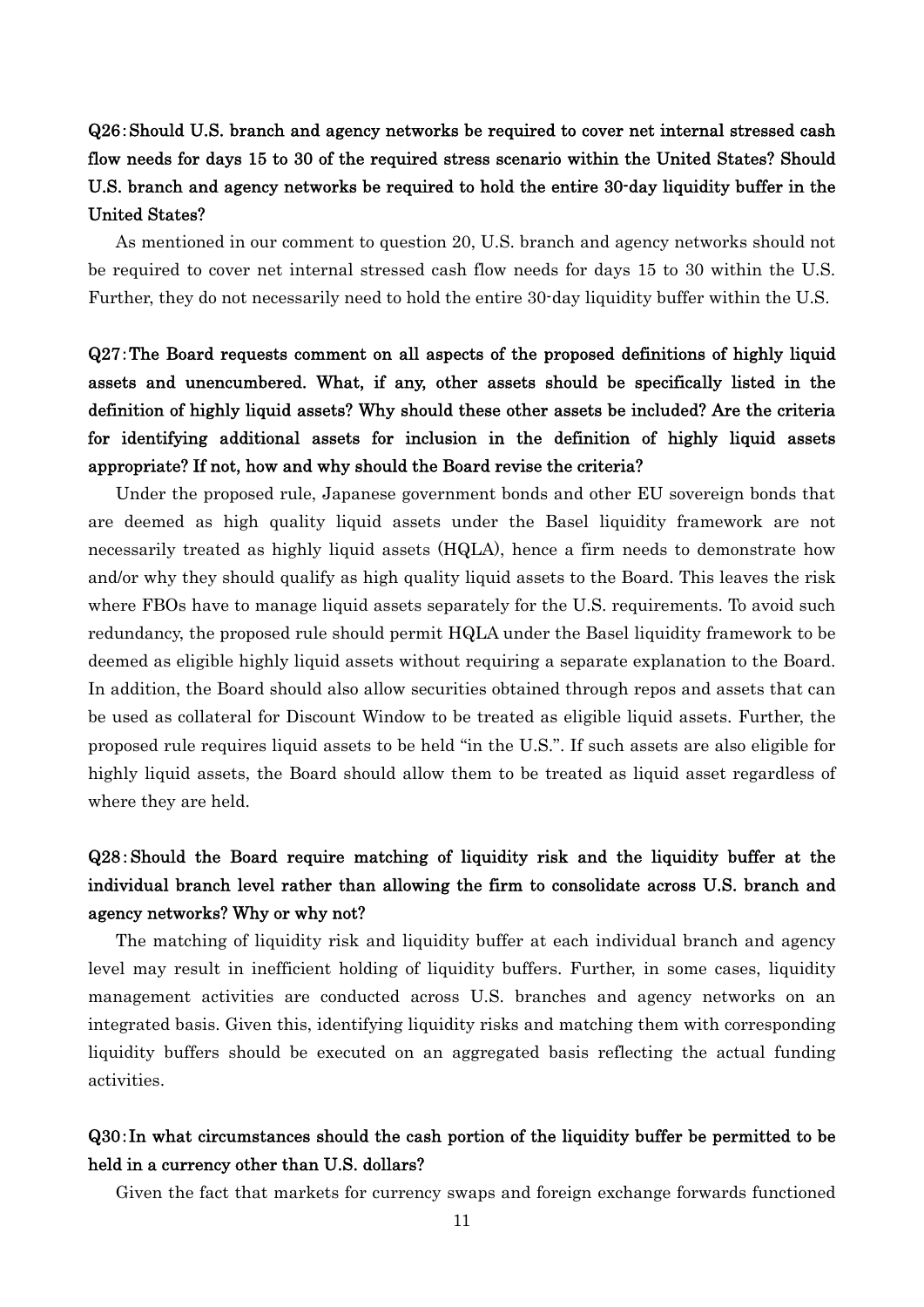**Q26: Should U.S. branch and agency networks be required to cover net internal stressed cash flow needs for days 15 to 30 of the required stress scenario within the United States? Should U.S. branch and agency networks be required to hold the entire 30-day liquidity buffer in the United States?**

As mentioned in our comment to question 20, U.S. branch and agency networks should not be required to cover net internal stressed cash flow needs for days 15 to 30 within the U.S. Further, they do not necessarily need to hold the entire 30-day liquidity buffer within the U.S.

**Q27: The Board requests comment on all aspects of the proposed definitions of highly liquid assets and unencumbered. What, if any, other assets should be specifically listed in the definition of highly liquid assets? Why should these other assets be included? Are the criteria for identifying additional assets for inclusion in the definition of highly liquid assets appropriate? If not, how and why should the Board revise the criteria?**

Under the proposed rule, Japanese government bonds and other EU sovereign bonds that are deemed as high quality liquid assets under the Basel liquidity framework are not necessarily treated as highly liquid assets (HQLA), hence a firm needs to demonstrate how and/or why they should qualify as high quality liquid assets to the Board. This leaves the risk where FBOs have to manage liquid assets separately for the U.S. requirements. To avoid such redundancy, the proposed rule should permit HQLA under the Basel liquidity framework to be deemed as eligible highly liquid assets without requiring a separate explanation to the Board. In addition, the Board should also allow securities obtained through repos and assets that can be used as collateral for Discount Window to be treated as eligible liquid assets. Further, the proposed rule requires liquid assets to be held "in the U.S.". If such assets are also eligible for highly liquid assets, the Board should allow them to be treated as liquid asset regardless of where they are held.

**Q28: Should the Board require matching of liquidity risk and the liquidity buffer at the individual branch level rather than allowing the firm to consolidate across U.S. branch and agency networks? Why or why not?**

The matching of liquidity risk and liquidity buffer at each individual branch and agency level may result in inefficient holding of liquidity buffers. Further, in some cases, liquidity management activities are conducted across U.S. branches and agency networks on an integrated basis. Given this, identifying liquidity risks and matching them with corresponding liquidity buffers should be executed on an aggregated basis reflecting the actual funding activities.

**Q30: In what circumstances should the cash portion of the liquidity buffer be permitted to be held in a currency other than U.S. dollars?**

Given the fact that markets for currency swaps and foreign exchange forwards functioned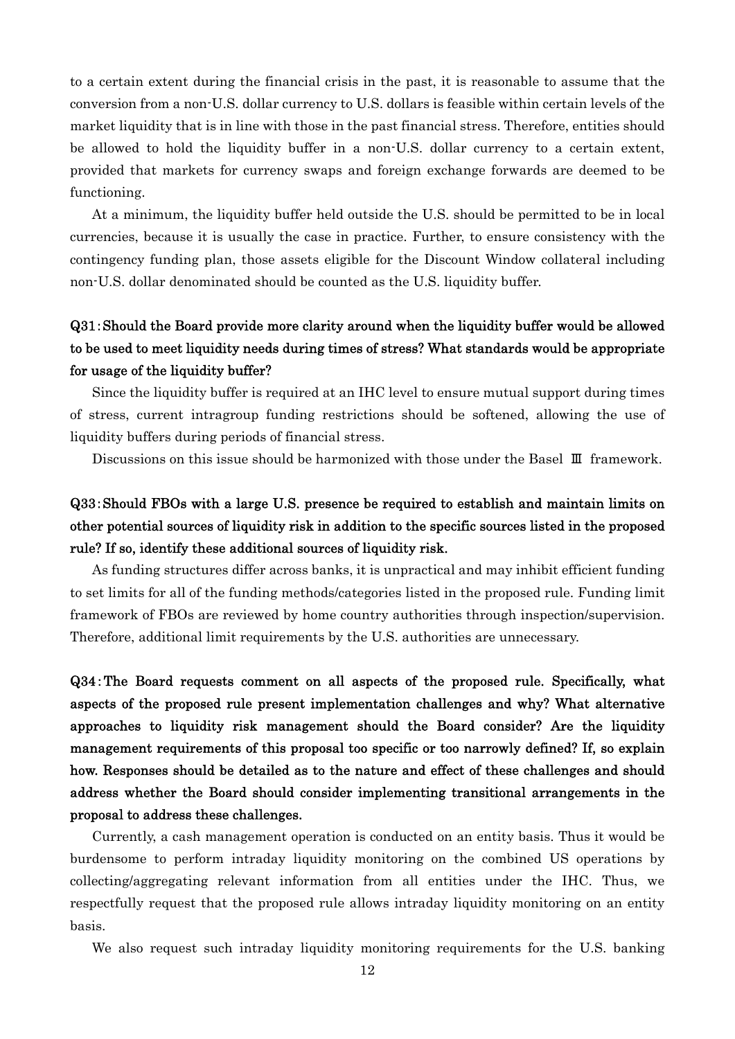to a certain extent during the financial crisis in the past, it is reasonable to assume that the conversion from a non-U.S. dollar currency to U.S. dollars is feasible within certain levels of the market liquidity that is in line with those in the past financial stress. Therefore, entities should be allowed to hold the liquidity buffer in a non-U.S. dollar currency to a certain extent, provided that markets for currency swaps and foreign exchange forwards are deemed to be functioning.

At a minimum, the liquidity buffer held outside the U.S. should be permitted to be in local currencies, because it is usually the case in practice. Further, to ensure consistency with the contingency funding plan, those assets eligible for the Discount Window collateral including non-U.S. dollar denominated should be counted as the U.S. liquidity buffer.

**Q31：Should the Board provide more clarity around when the liquidity buffer would be allowed to be used to meet liquidity needs during times of stress? What standards would be appropriate for usage of the liquidity buffer?**

Since the liquidity buffer is required at an IHC level to ensure mutual support during times of stress, current intragroup funding restrictions should be softened, allowing the use of liquidity buffers during periods of financial stress.

Discussions on this issue should be harmonized with those under the Basel Ⅲ framework.

**Q33：Should FBOs with a large U.S. presence be required to establish and maintain limits on other potential sources of liquidity risk in addition to the specific sources listed in the proposed rule? If so, identify these additional sources of liquidity risk.**

As funding structures differ across banks, it is unpractical and may inhibit efficient funding to set limits for all of the funding methods/categories listed in the proposed rule. Funding limit framework of FBOs are reviewed by home country authorities through inspection/supervision. Therefore, additional limit requirements by the U.S. authorities are unnecessary.

**Q34：The Board requests comment on all aspects of the proposed rule. Specifically, what aspects of the proposed rule present implementation challenges and why? What alternative approaches to liquidity risk management should the Board consider? Are the liquidity management requirements of this proposal too specific or too narrowly defined? If, so explain how. Responses should be detailed as to the nature and effect of these challenges and should address whether the Board should consider implementing transitional arrangements in the proposal to address these challenges.**

Currently, a cash management operation is conducted on an entity basis. Thus it would be burdensome to perform intraday liquidity monitoring on the combined US operations by collecting/aggregating relevant information from all entities under the IHC. Thus, we respectfully request that the proposed rule allows intraday liquidity monitoring on an entity basis.

We also request such intraday liquidity monitoring requirements for the U.S. banking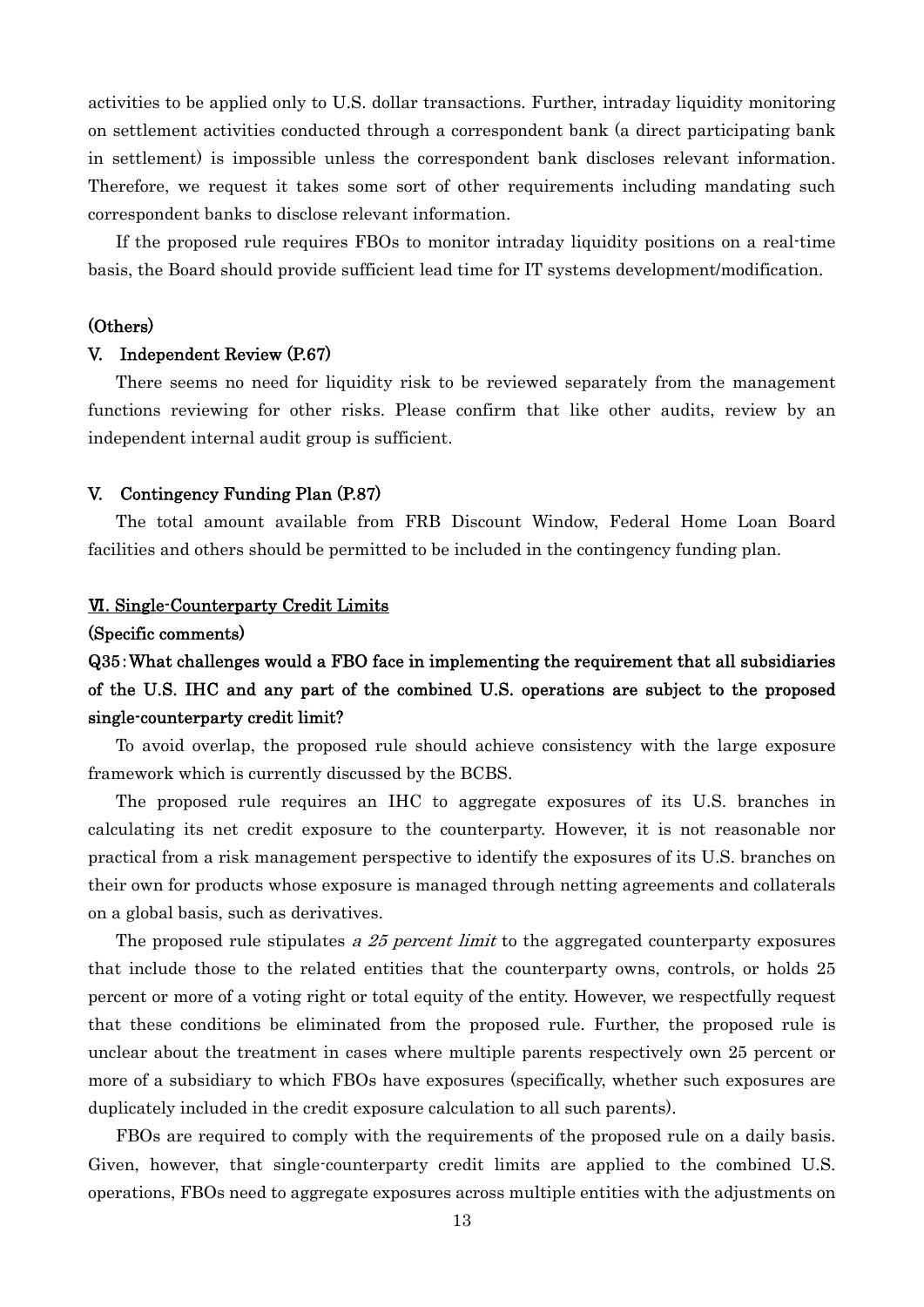activities to be applied only to U.S. dollar transactions. Further, intraday liquidity monitoring on settlement activities conducted through a correspondent bank (a direct participating bank in settlement) is impossible unless the correspondent bank discloses relevant information. Therefore, we request it takes some sort of other requirements including mandating such correspondent banks to disclose relevant information.

If the proposed rule requires FBOs to monitor intraday liquidity positions on a real-time basis, the Board should provide sufficient lead time for IT systems development/modification.

### (Others)

### V. Independent Review (P.67)

There seems no need for liquidity risk to be reviewed separately from the management functions reviewing for other risks. Please confirm that like other audits, review by an independent internal audit group is sufficient.

### V. Contingency Funding Plan (P.87)

The total amount available from FRB Discount Window, Federal Home Loan Board facilities and others should be permitted to be included in the contingency funding plan.

## VI. Single-Counterparty Credit Limits

### (Specific comments)

### Q35: What challenges would a FBO face in implementing the requirement that all subsidiaries of the U.S. IHC and any part of the combined U.S. operations are subject to the proposed single-counterparty credit limit?

To avoid overlap, the proposed rule should achieve consistency with the large exposure framework which is currently discussed by the BCBS.

The proposed rule requires an IHC to aggregate exposures of its U.S. branches in calculating its net credit exposure to the counterparty. However, it is not reasonable nor practical from a risk management perspective to identify the exposures of its U.S. branches on their own for products whose exposure is managed through netting agreements and collaterals on a global basis, such as derivatives.

The proposed rule stipulates *a 25 percent limit* to the aggregated counterparty exposures that include those to the related entities that the counterparty owns, controls, or holds 25 percent or more of a voting right or total equity of the entity. However, we respectfully request that these conditions be eliminated from the proposed rule. Further, the proposed rule is unclear about the treatment in cases where multiple parents respectively own 25 percent or more of a subsidiary to which FBOs have exposures (specifically, whether such exposures are duplicately included in the credit exposure calculation to all such parents).

FBOs are required to comply with the requirements of the proposed rule on a daily basis. Given, however, that single-counterparty credit limits are applied to the combined U.S. operations, FBOs need to aggregate exposures across multiple entities with the adjustments on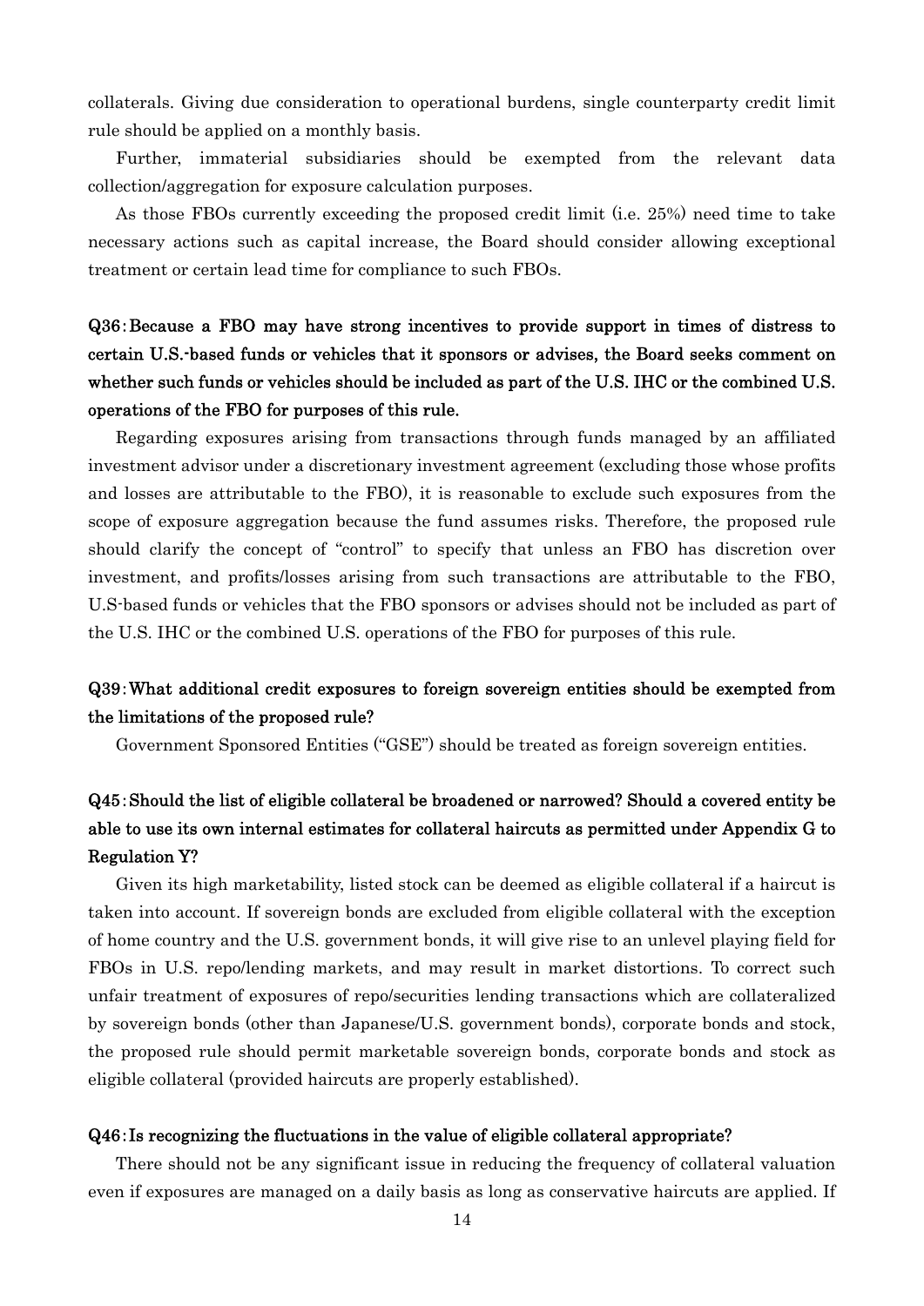collaterals. Giving due consideration to operational burdens, single counterparty credit limit rule should be applied on a monthly basis.

Further, immaterial subsidiaries should be exempted from the relevant data collection/aggregation for exposure calculation purposes.

As those FBOs currently exceeding the proposed credit limit (i.e. 25%) need time to take necessary actions such as capital increase, the Board should consider allowing exceptional treatment or certain lead time for compliance to such FBOs.

**Q36：Because a FBO may have strong incentives to provide support in times of distress to certain U.S.-based funds or vehicles that it sponsors or advises, the Board seeks comment on whether such funds or vehicles should be included as part of the U.S. IHC or the combined U.S. operations of the FBO for purposes of this rule.**

Regarding exposures arising from transactions through funds managed by an affiliated investment advisor under a discretionary investment agreement (excluding those whose profits and losses are attributable to the FBO), it is reasonable to exclude such exposures from the scope of exposure aggregation because the fund assumes risks. Therefore, the proposed rule should clarify the concept of "control" to specify that unless an FBO has discretion over investment, and profits/losses arising from such transactions are attributable to the FBO, U.S-based funds or vehicles that the FBO sponsors or advises should not be included as part of the U.S. IHC or the combined U.S. operations of the FBO for purposes of this rule.

**Q39：What additional credit exposures to foreign sovereign entities should be exempted from the limitations of the proposed rule?**

Government Sponsored Entities ("GSE") should be treated as foreign sovereign entities.

**Q45：Should the list of eligible collateral be broadened or narrowed? Should a covered entity be able to use its own internal estimates for collateral haircuts as permitted under Appendix G to Regulation Y?**

Given its high marketability, listed stock can be deemed as eligible collateral if a haircut is taken into account. If sovereign bonds are excluded from eligible collateral with the exception of home country and the U.S. government bonds, it will give rise to an unlevel playing field for FBOs in U.S. repo/lending markets, and may result in market distortions. To correct such unfair treatment of exposures of repo/securities lending transactions which are collateralized by sovereign bonds (other than Japanese/U.S. government bonds), corporate bonds and stock, the proposed rule should permit marketable sovereign bonds, corporate bonds and stock as eligible collateral (provided haircuts are properly established).

**Q46：Is recognizing the fluctuations in the value of eligible collateral appropriate?**

There should not be any significant issue in reducing the frequency of collateral valuation even if exposures are managed on a daily basis as long as conservative haircuts are applied. If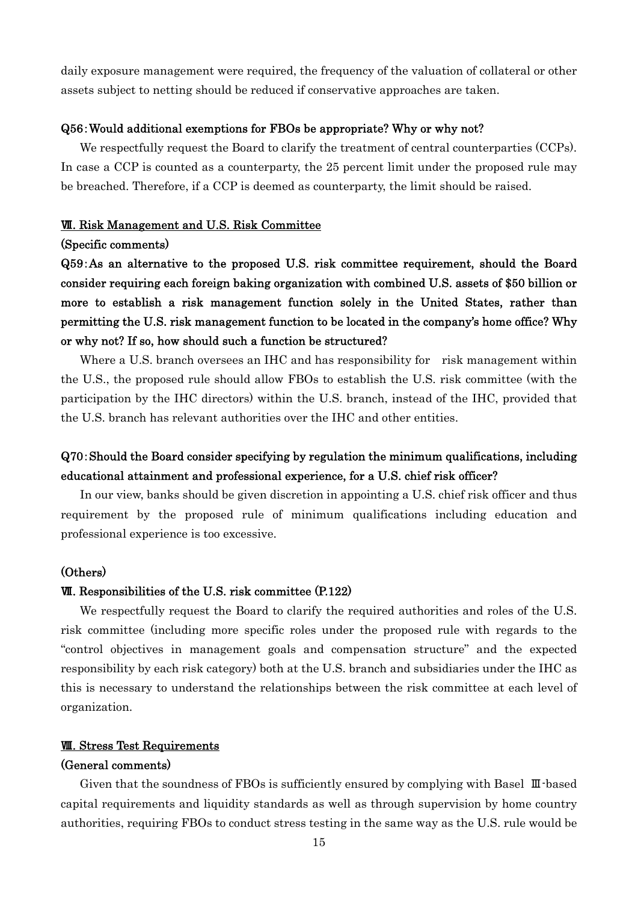daily exposure management were required, the frequency of the valuation of collateral or other assets subject to netting should be reduced if conservative approaches are taken.

**Q56：Would additional exemptions for FBOs be appropriate? Why or why not?**

We respectfully request the Board to clarify the treatment of central counterparties (CCPs). In case a CCP is counted as a counterparty, the 25 percent limit under the proposed rule may be breached. Therefore, if a CCP is deemed as counterparty, the limit should be raised.

## Ⅶ. Risk Management and U.S. Risk Committee

**(Specific comments)**

**Q59：As an alternative to the proposed U.S. risk committee requirement, should the Board consider requiring each foreign baking organization with combined U.S. assets of $50 billion or more to establish a risk management function solely in the United States, rather than permitting the U.S. risk management function to be located in the company's home office? Why or why not? If so, how should such a function be structured?**

Where a U.S. branch oversees an IHC and has responsibility for risk management within the U.S., the proposed rule should allow FBOs to establish the U.S. risk committee (with the participation by the IHC directors) within the U.S. branch, instead of the IHC, provided that the U.S. branch has relevant authorities over the IHC and other entities.

**Q70：Should the Board consider specifying by regulation the minimum qualifications, including educational attainment and professional experience, for a U.S. chief risk officer?**

In our view, banks should be given discretion in appointing a U.S. chief risk officer and thus requirement by the proposed rule of minimum qualifications including education and professional experience is too excessive.

**(Others)**

**Ⅶ. Responsibilities of the U.S. risk committee (P.122)**

We respectfully request the Board to clarify the required authorities and roles of the U.S. risk committee (including more specific roles under the proposed rule with regards to the "control objectives in management goals and compensation structure" and the expected responsibility by each risk category) both at the U.S. branch and subsidiaries under the IHC as this is necessary to understand the relationships between the risk committee at each level of organization.

## Ⅷ. Stress Test Requirements

**(General comments)**

Given that the soundness of FBOs is sufficiently ensured by complying with Basel Ⅲ-based capital requirements and liquidity standards as well as through supervision by home country authorities, requiring FBOs to conduct stress testing in the same way as the U.S. rule would be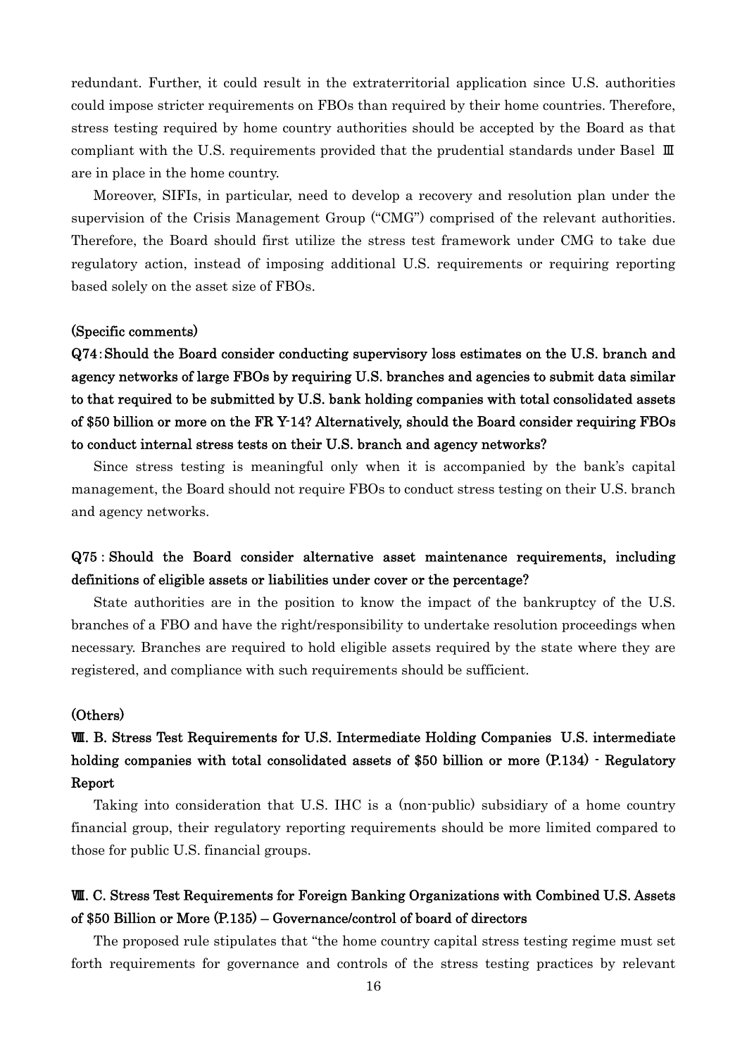redundant. Further, it could result in the extraterritorial application since U.S. authorities could impose stricter requirements on FBOs than required by their home countries. Therefore, stress testing required by home country authorities should be accepted by the Board as that compliant with the U.S. requirements provided that the prudential standards under Basel Ⅲ are in place in the home country.

Moreover, SIFIs, in particular, need to develop a recovery and resolution plan under the supervision of the Crisis Management Group ("CMG") comprised of the relevant authorities. Therefore, the Board should first utilize the stress test framework under CMG to take due regulatory action, instead of imposing additional U.S. requirements or requiring reporting based solely on the asset size of FBOs.

**(Specific comments)**

**Q74：Should the Board consider conducting supervisory loss estimates on the U.S. branch and agency networks of large FBOs by requiring U.S. branches and agencies to submit data similar to that required to be submitted by U.S. bank holding companies with total consolidated assets of $50 billion or more on the FR Y-14? Alternatively, should the Board consider requiring FBOs to conduct internal stress tests on their U.S. branch and agency networks?**

Since stress testing is meaningful only when it is accompanied by the bank's capital management, the Board should not require FBOs to conduct stress testing on their U.S. branch and agency networks.

**Q75：Should the Board consider alternative asset maintenance requirements, including definitions of eligible assets or liabilities under cover or the percentage?**

State authorities are in the position to know the impact of the bankruptcy of the U.S. branches of a FBO and have the right/responsibility to undertake resolution proceedings when necessary. Branches are required to hold eligible assets required by the state where they are registered, and compliance with such requirements should be sufficient.

**(Others)**

**Ⅷ. B. Stress Test Requirements for U.S. Intermediate Holding Companies U.S. intermediate holding companies with total consolidated assets of $50 billion or more (P.134) - Regulatory Report**

Taking into consideration that U.S. IHC is a (non-public) subsidiary of a home country financial group, their regulatory reporting requirements should be more limited compared to those for public U.S. financial groups.

**Ⅷ. C. Stress Test Requirements for Foreign Banking Organizations with Combined U.S. Assets of $50 Billion or More (P.135) – Governance/control of board of directors**

The proposed rule stipulates that "the home country capital stress testing regime must set forth requirements for governance and controls of the stress testing practices by relevant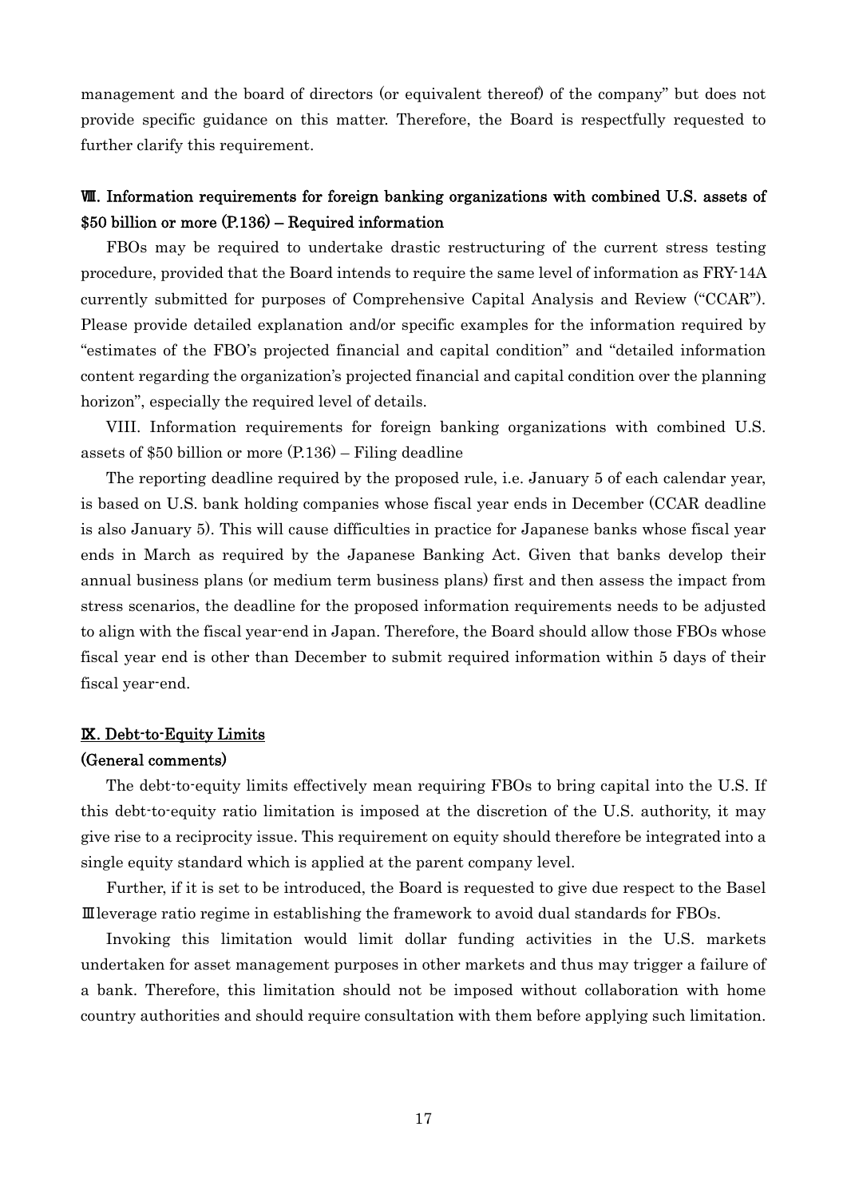management and the board of directors (or equivalent thereof) of the company" but does not provide specific guidance on this matter. Therefore, the Board is respectfully requested to further clarify this requirement.

## Ⅷ. Information requirements for foreign banking organizations with combined U.S. assets of $50 billion or more (P.136) – Required information

FBOs may be required to undertake drastic restructuring of the current stress testing procedure, provided that the Board intends to require the same level of information as FRY-14A currently submitted for purposes of Comprehensive Capital Analysis and Review ("CCAR"). Please provide detailed explanation and/or specific examples for the information required by "estimates of the FBO's projected financial and capital condition" and "detailed information content regarding the organization's projected financial and capital condition over the planning horizon", especially the required level of details.

VIII. Information requirements for foreign banking organizations with combined U.S. assets of $50 billion or more (P.136) – Filing deadline

The reporting deadline required by the proposed rule, i.e. January 5 of each calendar year, is based on U.S. bank holding companies whose fiscal year ends in December (CCAR deadline is also January 5). This will cause difficulties in practice for Japanese banks whose fiscal year ends in March as required by the Japanese Banking Act. Given that banks develop their annual business plans (or medium term business plans) first and then assess the impact from stress scenarios, the deadline for the proposed information requirements needs to be adjusted to align with the fiscal year-end in Japan. Therefore, the Board should allow those FBOs whose fiscal year end is other than December to submit required information within 5 days of their fiscal year-end.

## Ⅸ. Debt-to-Equity Limits

### (General comments)

The debt-to-equity limits effectively mean requiring FBOs to bring capital into the U.S. If this debt-to-equity ratio limitation is imposed at the discretion of the U.S. authority, it may give rise to a reciprocity issue. This requirement on equity should therefore be integrated into a single equity standard which is applied at the parent company level.

Further, if it is set to be introduced, the Board is requested to give due respect to the Basel Ⅲ leverage ratio regime in establishing the framework to avoid dual standards for FBOs.

Invoking this limitation would limit dollar funding activities in the U.S. markets undertaken for asset management purposes in other markets and thus may trigger a failure of a bank. Therefore, this limitation should not be imposed without collaboration with home country authorities and should require consultation with them before applying such limitation.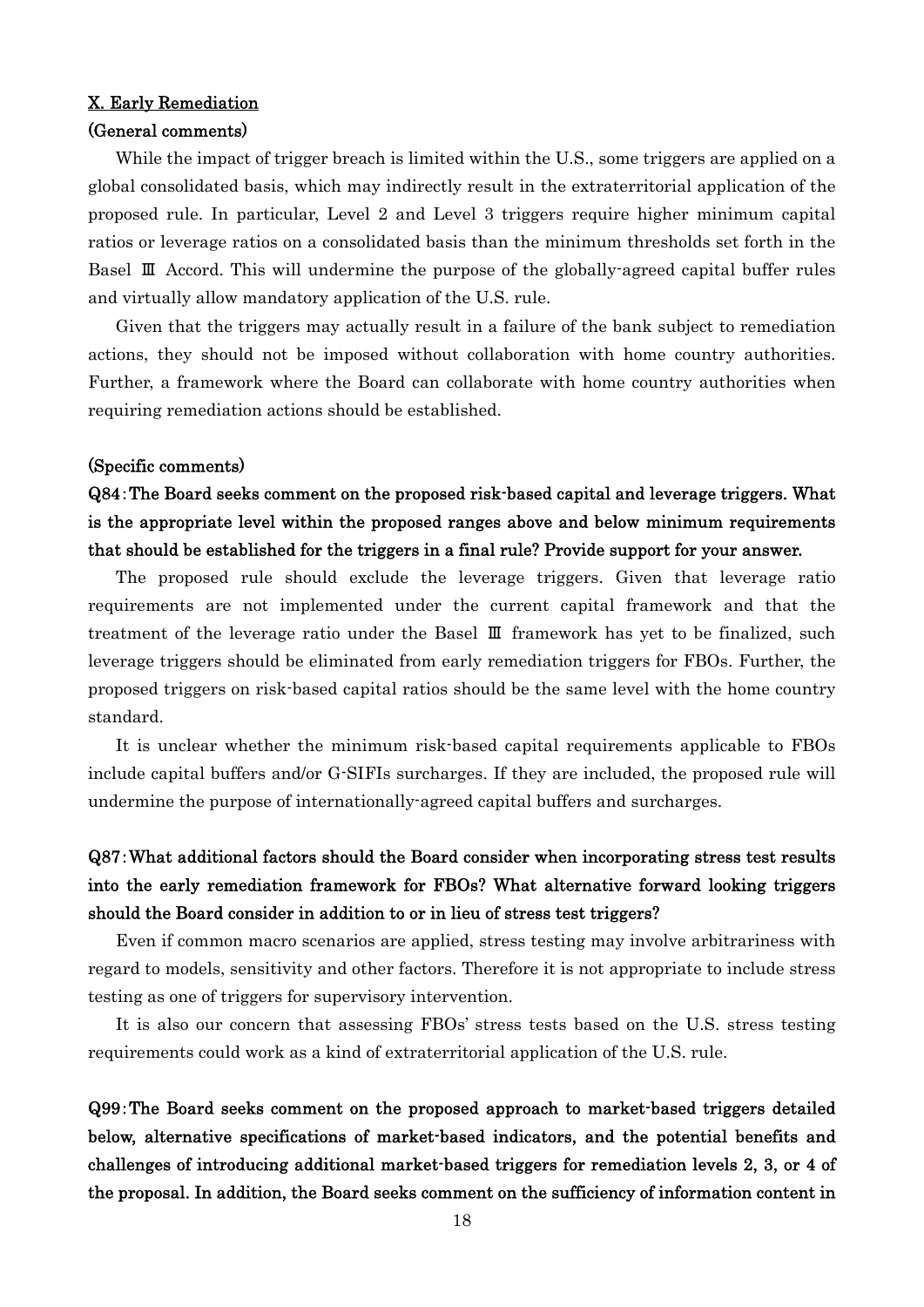## X. Early Remediation

### (General comments)

While the impact of trigger breach is limited within the U.S., some triggers are applied on a global consolidated basis, which may indirectly result in the extraterritorial application of the proposed rule. In particular, Level 2 and Level 3 triggers require higher minimum capital ratios or leverage ratios on a consolidated basis than the minimum thresholds set forth in the Basel Ⅲ Accord. This will undermine the purpose of the globally-agreed capital buffer rules and virtually allow mandatory application of the U.S. rule.

Given that the triggers may actually result in a failure of the bank subject to remediation actions, they should not be imposed without collaboration with home country authorities. Further, a framework where the Board can collaborate with home country authorities when requiring remediation actions should be established.

### (Specific comments)

**Q84：The Board seeks comment on the proposed risk-based capital and leverage triggers. What is the appropriate level within the proposed ranges above and below minimum requirements that should be established for the triggers in a final rule? Provide support for your answer.**

The proposed rule should exclude the leverage triggers. Given that leverage ratio requirements are not implemented under the current capital framework and that the treatment of the leverage ratio under the Basel Ⅲ framework has yet to be finalized, such leverage triggers should be eliminated from early remediation triggers for FBOs. Further, the proposed triggers on risk-based capital ratios should be the same level with the home country standard.

It is unclear whether the minimum risk-based capital requirements applicable to FBOs include capital buffers and/or G-SIFIs surcharges. If they are included, the proposed rule will undermine the purpose of internationally-agreed capital buffers and surcharges.

**Q87：What additional factors should the Board consider when incorporating stress test results into the early remediation framework for FBOs? What alternative forward looking triggers should the Board consider in addition to or in lieu of stress test triggers?**

Even if common macro scenarios are applied, stress testing may involve arbitrariness with regard to models, sensitivity and other factors. Therefore it is not appropriate to include stress testing as one of triggers for supervisory intervention.

It is also our concern that assessing FBOs' stress tests based on the U.S. stress testing requirements could work as a kind of extraterritorial application of the U.S. rule.

**Q99：The Board seeks comment on the proposed approach to market-based triggers detailed below, alternative specifications of market-based indicators, and the potential benefits and challenges of introducing additional market-based triggers for remediation levels 2, 3, or 4 of the proposal. In addition, the Board seeks comment on the sufficiency of information content in**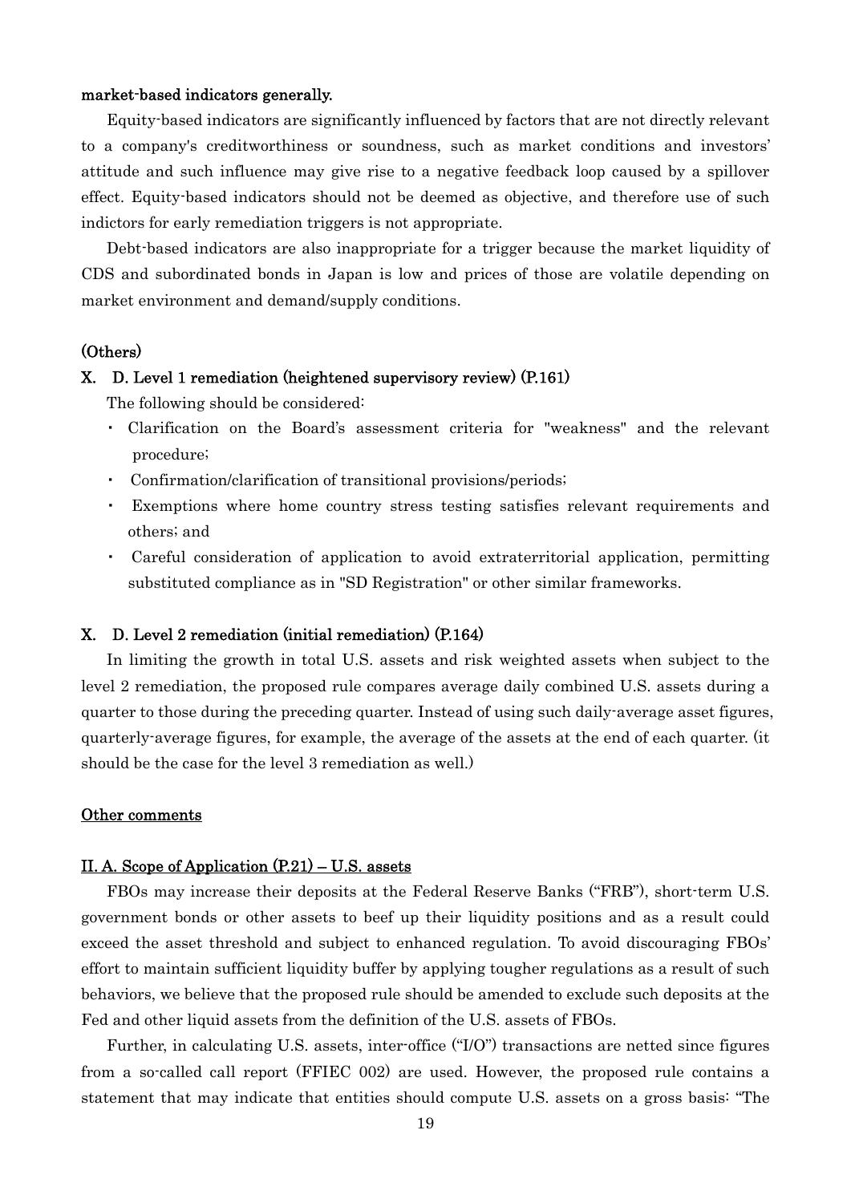**market-based indicators generally.**

Equity-based indicators are significantly influenced by factors that are not directly relevant to a company's creditworthiness or soundness, such as market conditions and investors' attitude and such influence may give rise to a negative feedback loop caused by a spillover effect. Equity-based indicators should not be deemed as objective, and therefore use of such indictors for early remediation triggers is not appropriate.

Debt-based indicators are also inappropriate for a trigger because the market liquidity of CDS and subordinated bonds in Japan is low and prices of those are volatile depending on market environment and demand/supply conditions.

**(Others)**

**X. D. Level 1 remediation (heightened supervisory review) (P.161)**

The following should be considered:

- Clarification on the Board's assessment criteria for "weakness" and the relevant procedure;
- Confirmation/clarification of transitional provisions/periods;
- Exemptions where home country stress testing satisfies relevant requirements and others; and
- Careful consideration of application to avoid extraterritorial application, permitting substituted compliance as in "SD Registration" or other similar frameworks.

**X. D. Level 2 remediation (initial remediation) (P.164)**

In limiting the growth in total U.S. assets and risk weighted assets when subject to the level 2 remediation, the proposed rule compares average daily combined U.S. assets during a quarter to those during the preceding quarter. Instead of using such daily-average asset figures, quarterly-average figures, for example, the average of the assets at the end of each quarter. (it should be the case for the level 3 remediation as well.)

**Other comments**

**II. A. Scope of Application (P.21) – U.S. assets**

FBOs may increase their deposits at the Federal Reserve Banks ("FRB"), short-term U.S. government bonds or other assets to beef up their liquidity positions and as a result could exceed the asset threshold and subject to enhanced regulation. To avoid discouraging FBOs' effort to maintain sufficient liquidity buffer by applying tougher regulations as a result of such behaviors, we believe that the proposed rule should be amended to exclude such deposits at the Fed and other liquid assets from the definition of the U.S. assets of FBOs.

Further, in calculating U.S. assets, inter-office ("I/O") transactions are netted since figures from a so-called call report (FFIEC 002) are used. However, the proposed rule contains a statement that may indicate that entities should compute U.S. assets on a gross basis: "The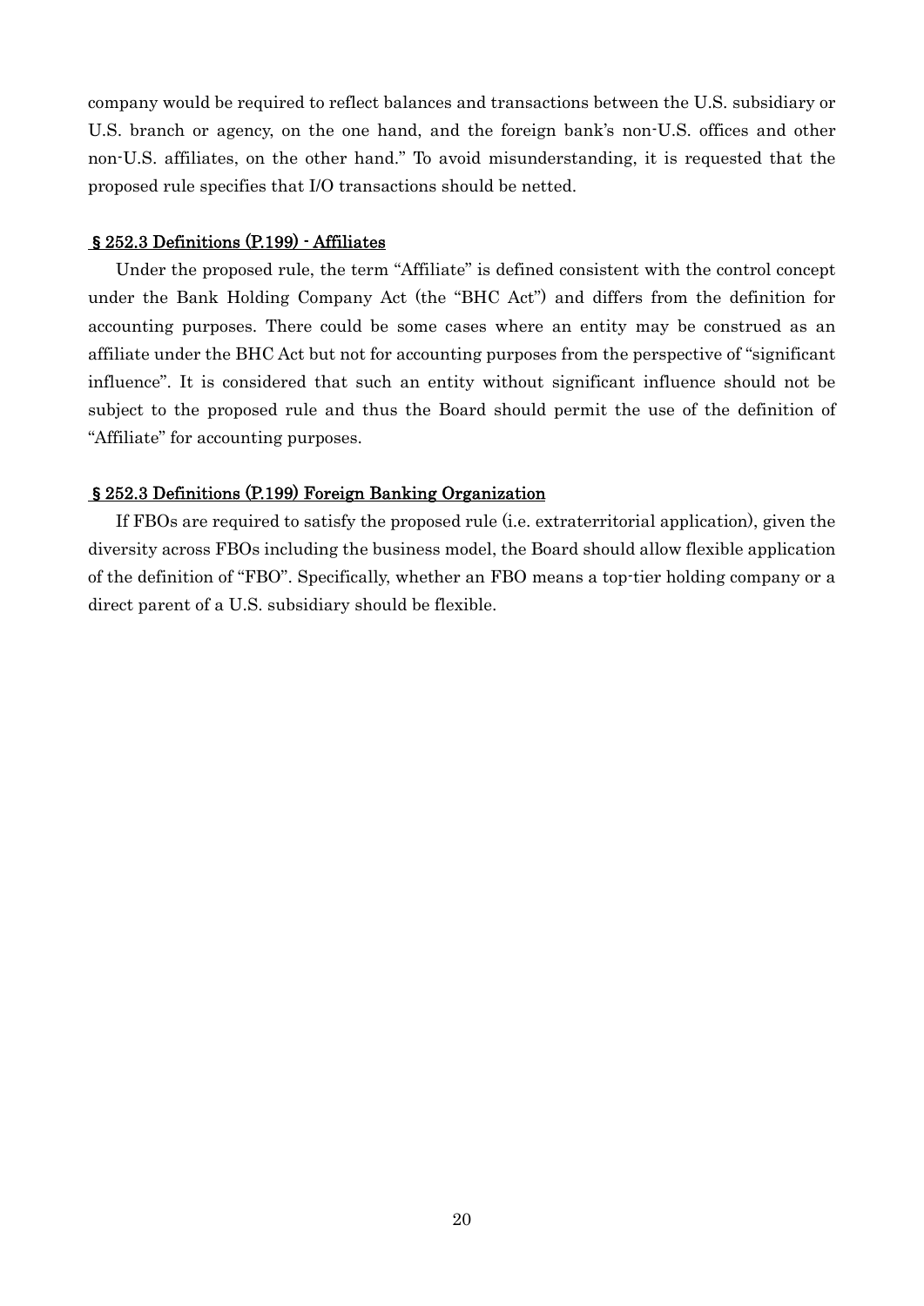company would be required to reflect balances and transactions between the U.S. subsidiary or U.S. branch or agency, on the one hand, and the foreign bank's non-U.S. offices and other non-U.S. affiliates, on the other hand." To avoid misunderstanding, it is requested that the proposed rule specifies that I/O transactions should be netted.

### § 252.3 Definitions (P.199) - Affiliates

Under the proposed rule, the term "Affiliate" is defined consistent with the control concept under the Bank Holding Company Act (the "BHC Act") and differs from the definition for accounting purposes. There could be some cases where an entity may be construed as an affiliate under the BHC Act but not for accounting purposes from the perspective of "significant influence". It is considered that such an entity without significant influence should not be subject to the proposed rule and thus the Board should permit the use of the definition of "Affiliate" for accounting purposes.

### § 252.3 Definitions (P.199) Foreign Banking Organization

If FBOs are required to satisfy the proposed rule (i.e. extraterritorial application), given the diversity across FBOs including the business model, the Board should allow flexible application of the definition of "FBO". Specifically, whether an FBO means a top-tier holding company or a direct parent of a U.S. subsidiary should be flexible.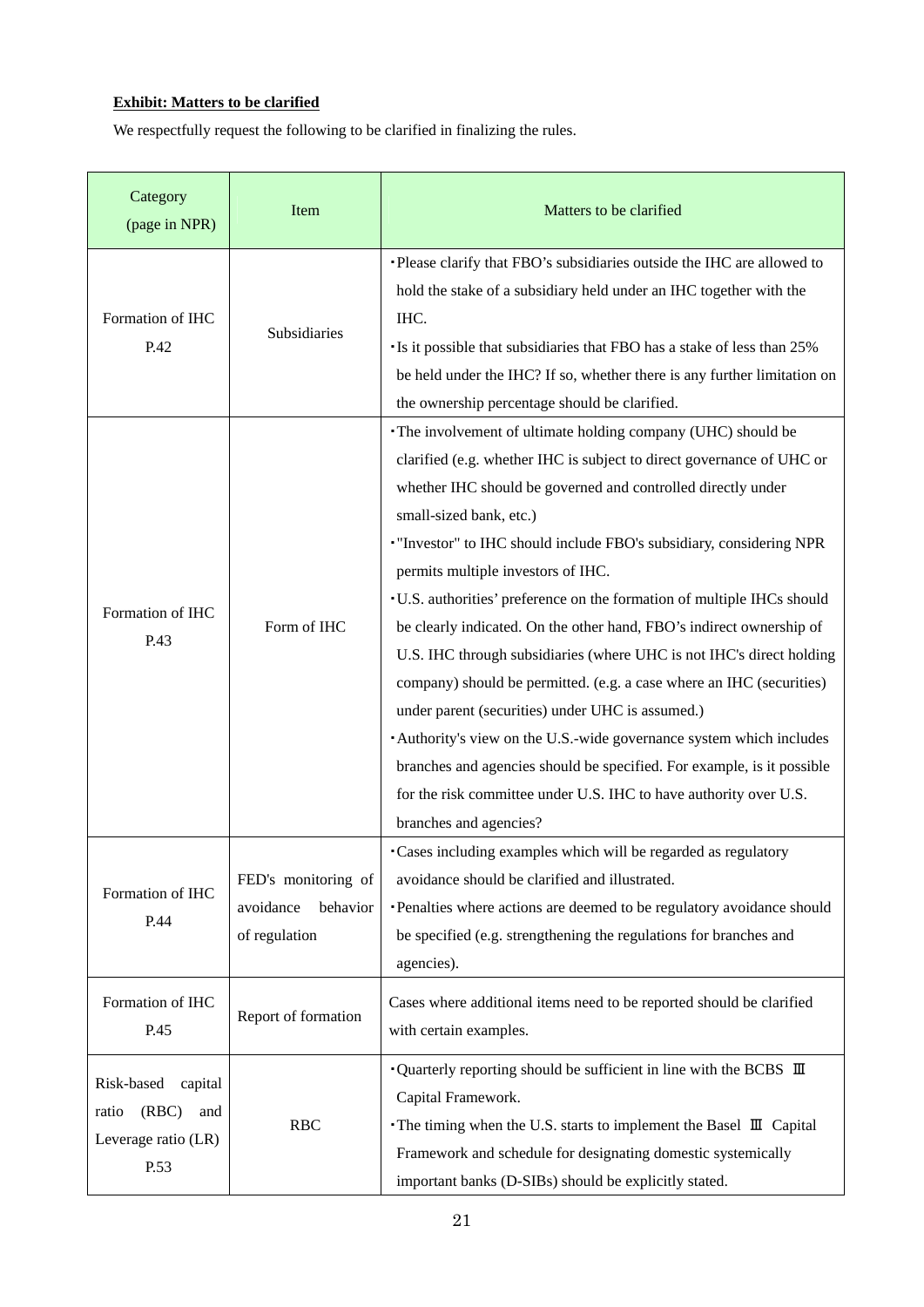**Exhibit: Matters to be clarified**

We respectfully request the following to be clarified in finalizing the rules.

| Category (page in NPR) | Item | Matters to be clarified |
|---|---|---|
| Formation of IHC P.42 | Subsidiaries | ・Please clarify that FBO's subsidiaries outside the IHC are allowed to hold the stake of a subsidiary held under an IHC together with the IHC.<br>・Is it possible that subsidiaries that FBO has a stake of less than 25% be held under the IHC? If so, whether there is any further limitation on the ownership percentage should be clarified. |
| Formation of IHC P.43 | Form of IHC | ・The involvement of ultimate holding company (UHC) should be clarified (e.g. whether IHC is subject to direct governance of UHC or whether IHC should be governed and controlled directly under small-sized bank, etc.)<br>・"Investor" to IHC should include FBO's subsidiary, considering NPR permits multiple investors of IHC.<br>・U.S. authorities' preference on the formation of multiple IHCs should be clearly indicated. On the other hand, FBO's indirect ownership of U.S. IHC through subsidiaries (where UHC is not IHC's direct holding company) should be permitted. (e.g. a case where an IHC (securities) under parent (securities) under UHC is assumed.)<br>・Authority's view on the U.S.-wide governance system which includes branches and agencies should be specified. For example, is it possible for the risk committee under U.S. IHC to have authority over U.S. branches and agencies? |
| Formation of IHC P.44 | FED's monitoring of avoidance behavior of regulation | ・Cases including examples which will be regarded as regulatory avoidance should be clarified and illustrated.<br>・Penalties where actions are deemed to be regulatory avoidance should be specified (e.g. strengthening the regulations for branches and agencies). |
| Formation of IHC P.45 | Report of formation | Cases where additional items need to be reported should be clarified with certain examples. |
| Risk-based capital ratio (RBC) and Leverage ratio (LR) P.53 | RBC | ・Quarterly reporting should be sufficient in line with the BCBS Ⅲ Capital Framework.<br>・The timing when the U.S. starts to implement the Basel Ⅲ Capital Framework and schedule for designating domestic systemically important banks (D-SIBs) should be explicitly stated. |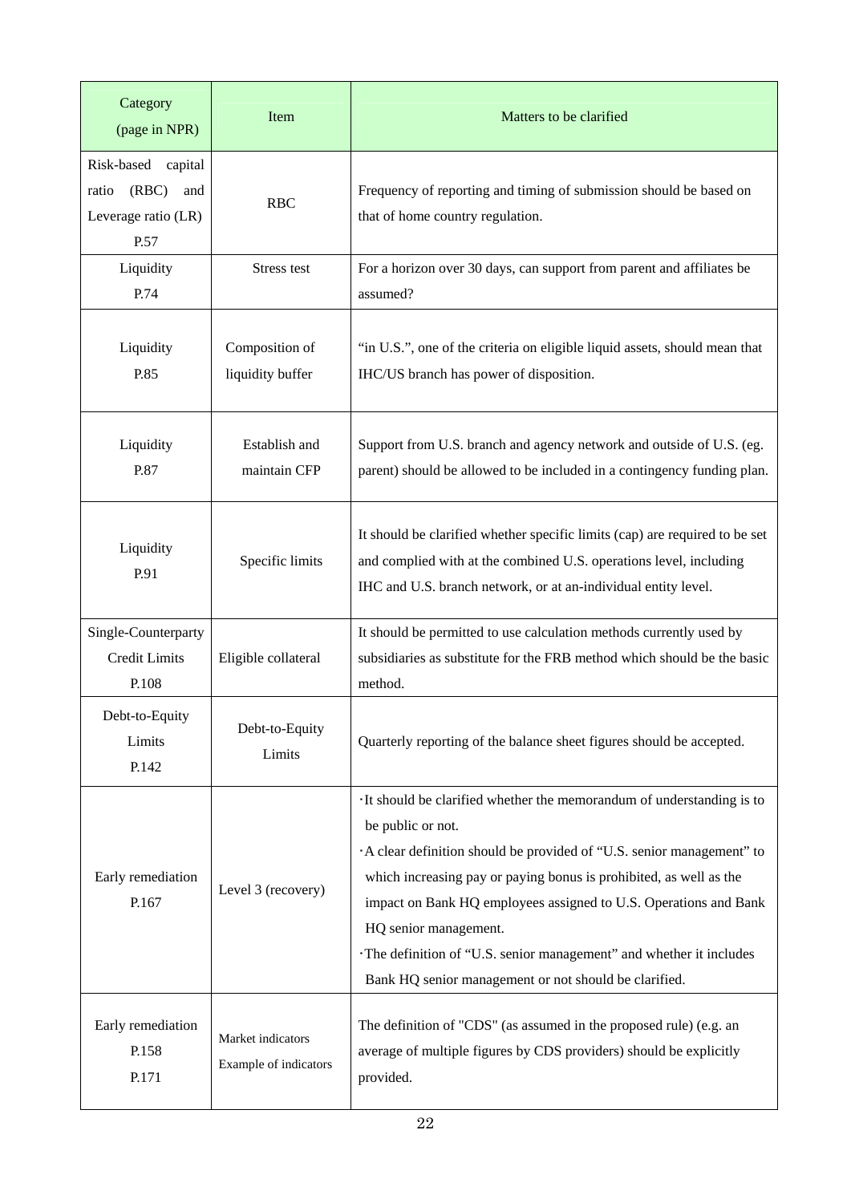| Category (page in NPR) | Item | Matters to be clarified |
| --- | --- | --- |
| Risk-based capital ratio (RBC) and Leverage ratio (LR) P.57 | RBC | Frequency of reporting and timing of submission should be based on that of home country regulation. |
| Liquidity P.74 | Stress test | For a horizon over 30 days, can support from parent and affiliates be assumed? |
| Liquidity P.85 | Composition of liquidity buffer | “in U.S.”, one of the criteria on eligible liquid assets, should mean that IHC/US branch has power of disposition. |
| Liquidity P.87 | Establish and maintain CFP | Support from U.S. branch and agency network and outside of U.S. (eg. parent) should be allowed to be included in a contingency funding plan. |
| Liquidity P.91 | Specific limits | It should be clarified whether specific limits (cap) are required to be set and complied with at the combined U.S. operations level, including IHC and U.S. branch network, or at an-individual entity level. |
| Single-Counterparty Credit Limits P.108 | Eligible collateral | It should be permitted to use calculation methods currently used by subsidiaries as substitute for the FRB method which should be the basic method. |
| Debt-to-Equity Limits P.142 | Debt-to-Equity Limits | Quarterly reporting of the balance sheet figures should be accepted. |
| Early remediation P.167 | Level 3 (recovery) | ･It should be clarified whether the memorandum of understanding is to be public or not.<br>･A clear definition should be provided of “U.S. senior management” to which increasing pay or paying bonus is prohibited, as well as the impact on Bank HQ employees assigned to U.S. Operations and Bank HQ senior management.<br>･The definition of “U.S. senior management” and whether it includes Bank HQ senior management or not should be clarified. |
| Early remediation P.158 P.171 | Market indicators Example of indicators | The definition of "CDS" (as assumed in the proposed rule) (e.g. an average of multiple figures by CDS providers) should be explicitly provided. |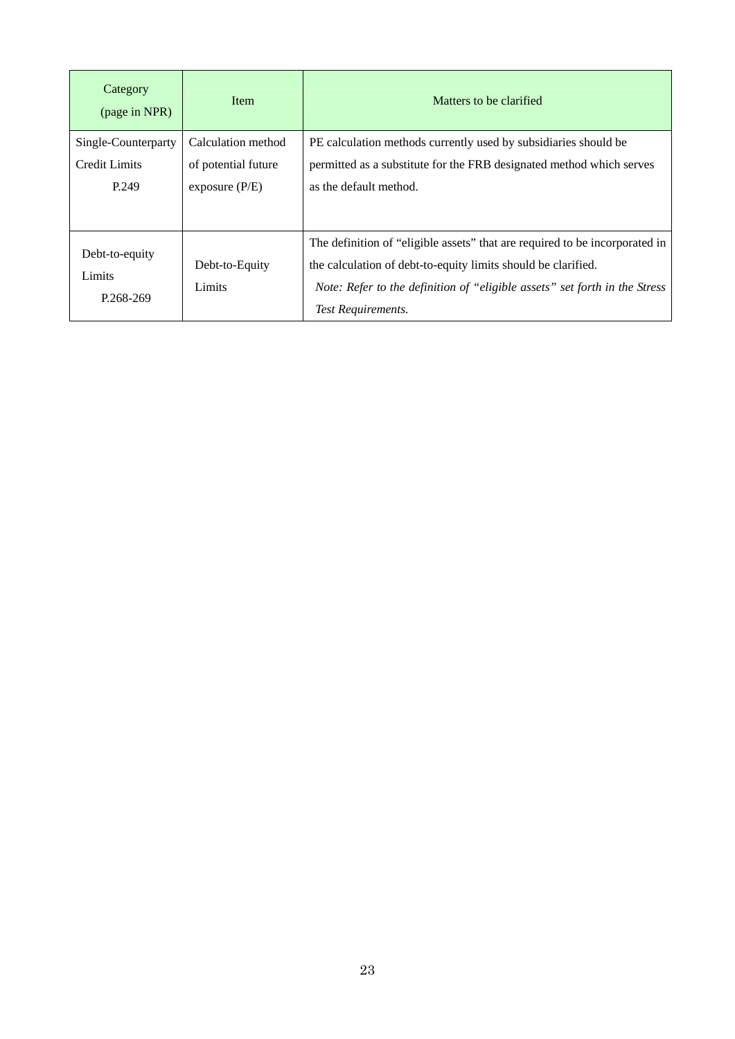| Category (page in NPR) | Item | Matters to be clarified |
|---|---|---|
| Single-Counterparty Credit Limits P.249 | Calculation method of potential future exposure (P/E) | PE calculation methods currently used by subsidiaries should be permitted as a substitute for the FRB designated method which serves as the default method. |
| Debt-to-equity Limits P.268-269 | Debt-to-Equity Limits | The definition of "eligible assets" that are required to be incorporated in the calculation of debt-to-equity limits should be clarified. *Note: Refer to the definition of "eligible assets" set forth in the Stress Test Requirements.* |